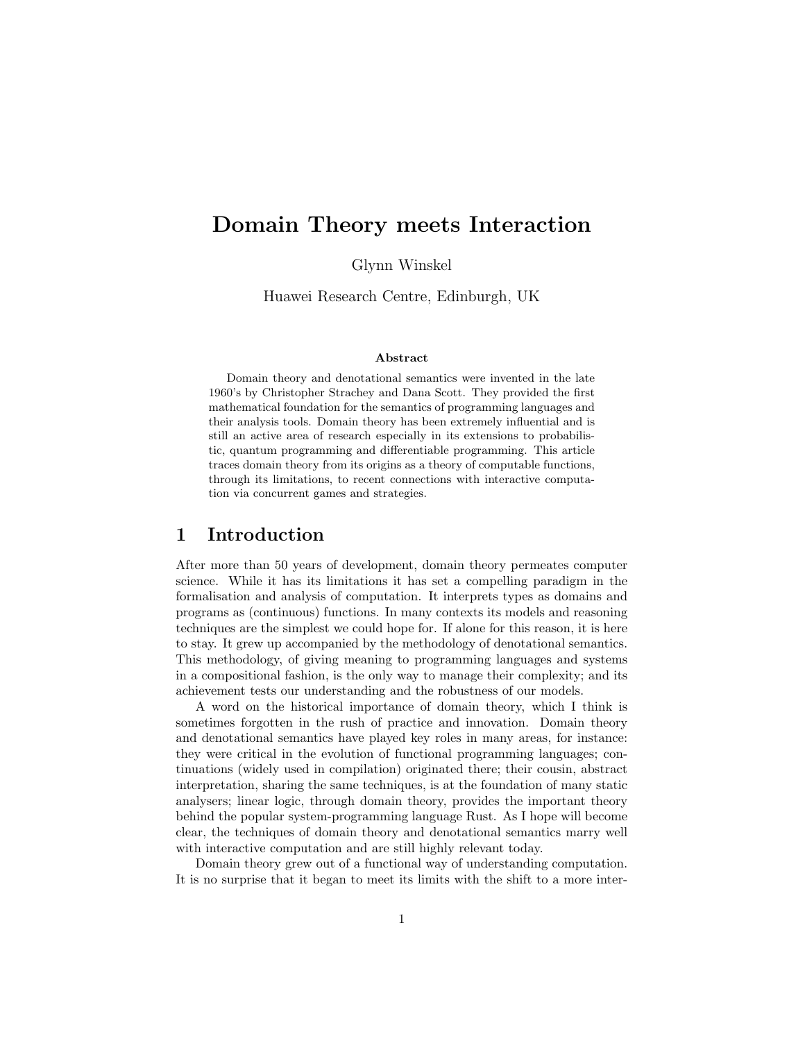# Domain Theory meets Interaction

Glynn Winskel

Huawei Research Centre, Edinburgh, UK

### Abstract

Domain theory and denotational semantics were invented in the late 1960's by Christopher Strachey and Dana Scott. They provided the first mathematical foundation for the semantics of programming languages and their analysis tools. Domain theory has been extremely influential and is still an active area of research especially in its extensions to probabilistic, quantum programming and differentiable programming. This article traces domain theory from its origins as a theory of computable functions, through its limitations, to recent connections with interactive computation via concurrent games and strategies.

## 1 Introduction

After more than 50 years of development, domain theory permeates computer science. While it has its limitations it has set a compelling paradigm in the formalisation and analysis of computation. It interprets types as domains and programs as (continuous) functions. In many contexts its models and reasoning techniques are the simplest we could hope for. If alone for this reason, it is here to stay. It grew up accompanied by the methodology of denotational semantics. This methodology, of giving meaning to programming languages and systems in a compositional fashion, is the only way to manage their complexity; and its achievement tests our understanding and the robustness of our models.

A word on the historical importance of domain theory, which I think is sometimes forgotten in the rush of practice and innovation. Domain theory and denotational semantics have played key roles in many areas, for instance: they were critical in the evolution of functional programming languages; continuations (widely used in compilation) originated there; their cousin, abstract interpretation, sharing the same techniques, is at the foundation of many static analysers; linear logic, through domain theory, provides the important theory behind the popular system-programming language Rust. As I hope will become clear, the techniques of domain theory and denotational semantics marry well with interactive computation and are still highly relevant today.

Domain theory grew out of a functional way of understanding computation. It is no surprise that it began to meet its limits with the shift to a more inter-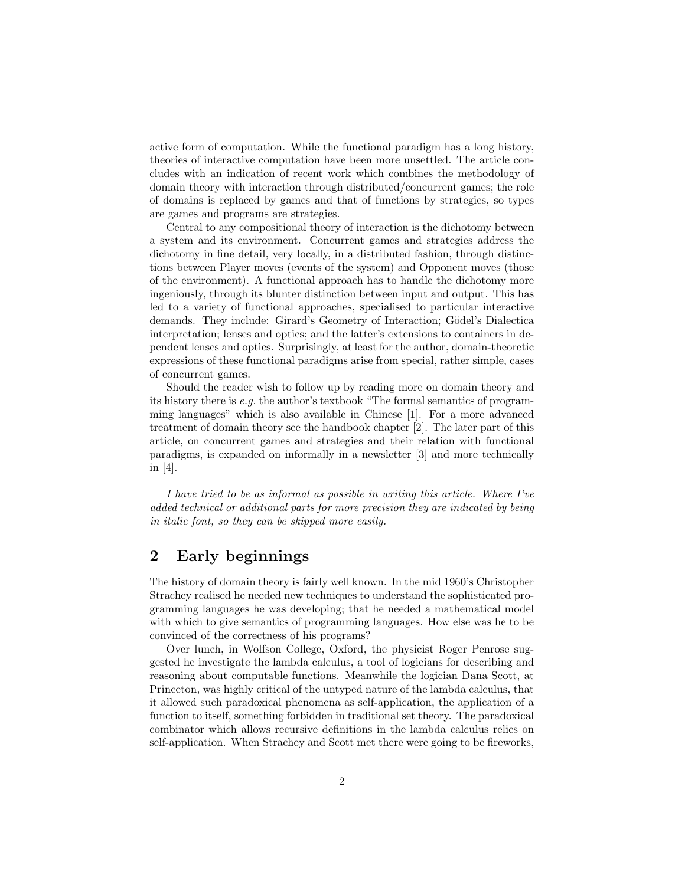active form of computation. While the functional paradigm has a long history, theories of interactive computation have been more unsettled. The article concludes with an indication of recent work which combines the methodology of domain theory with interaction through distributed/concurrent games; the role of domains is replaced by games and that of functions by strategies, so types are games and programs are strategies.

Central to any compositional theory of interaction is the dichotomy between a system and its environment. Concurrent games and strategies address the dichotomy in fine detail, very locally, in a distributed fashion, through distinctions between Player moves (events of the system) and Opponent moves (those of the environment). A functional approach has to handle the dichotomy more ingeniously, through its blunter distinction between input and output. This has led to a variety of functional approaches, specialised to particular interactive demands. They include: Girard's Geometry of Interaction; Gödel's Dialectica interpretation; lenses and optics; and the latter's extensions to containers in dependent lenses and optics. Surprisingly, at least for the author, domain-theoretic expressions of these functional paradigms arise from special, rather simple, cases of concurrent games.

Should the reader wish to follow up by reading more on domain theory and its history there is *e.g.* the author's textbook "The formal semantics of programming languages" which is also available in Chinese [1]. For a more advanced treatment of domain theory see the handbook chapter [2]. The later part of this article, on concurrent games and strategies and their relation with functional paradigms, is expanded on informally in a newsletter [3] and more technically in [4].

*I have tried to be as informal as possible in writing this article. Where I've added technical or additional parts for more precision they are indicated by being in italic font, so they can be skipped more easily.*

## 2 Early beginnings

The history of domain theory is fairly well known. In the mid 1960's Christopher Strachey realised he needed new techniques to understand the sophisticated programming languages he was developing; that he needed a mathematical model with which to give semantics of programming languages. How else was he to be convinced of the correctness of his programs?

Over lunch, in Wolfson College, Oxford, the physicist Roger Penrose suggested he investigate the lambda calculus, a tool of logicians for describing and reasoning about computable functions. Meanwhile the logician Dana Scott, at Princeton, was highly critical of the untyped nature of the lambda calculus, that it allowed such paradoxical phenomena as self-application, the application of a function to itself, something forbidden in traditional set theory. The paradoxical combinator which allows recursive definitions in the lambda calculus relies on self-application. When Strachey and Scott met there were going to be fireworks,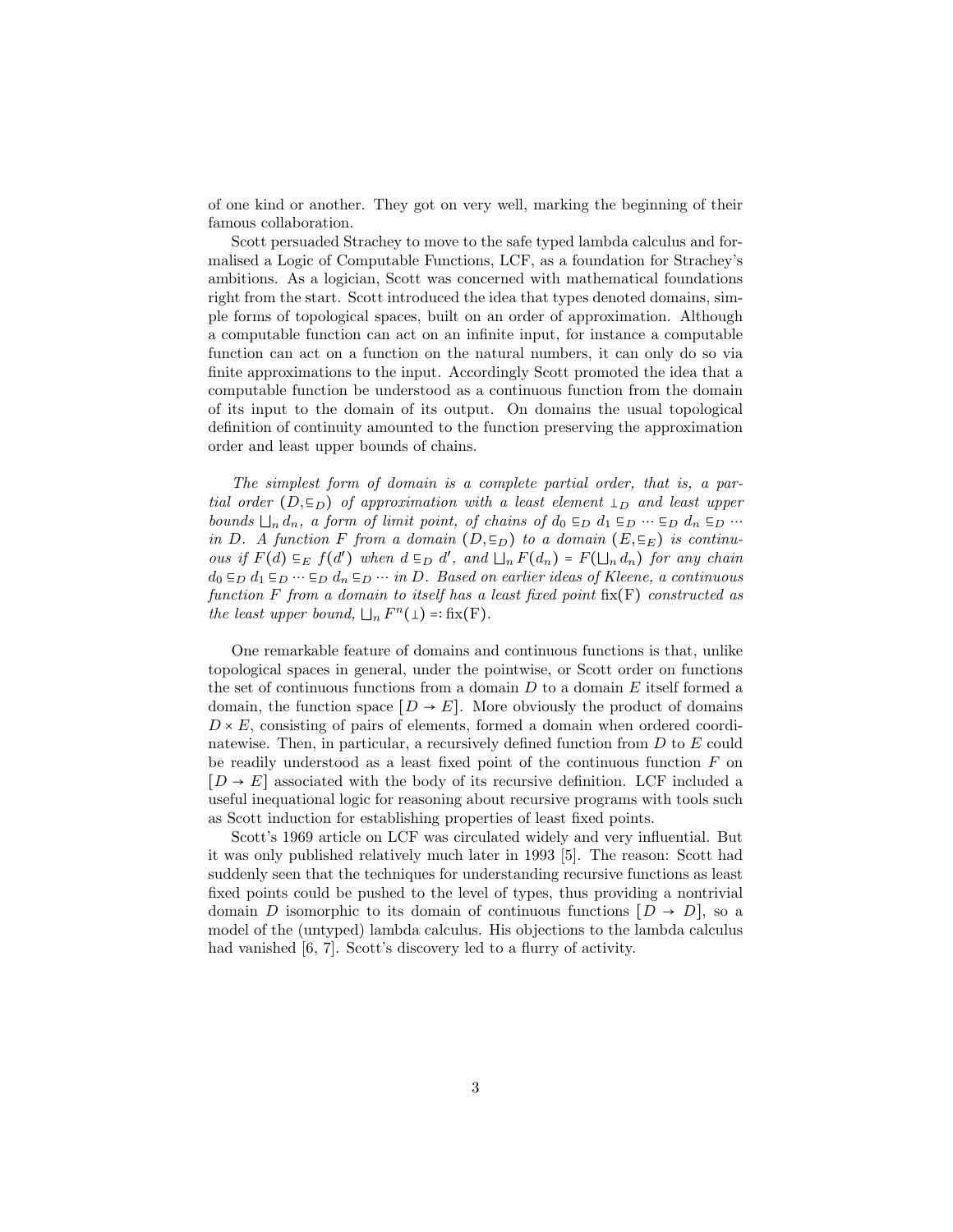of one kind or another. They got on very well, marking the beginning of their famous collaboration.

Scott persuaded Strachey to move to the safe typed lambda calculus and formalised a Logic of Computable Functions, LCF, as a foundation for Strachey's ambitions. As a logician, Scott was concerned with mathematical foundations right from the start. Scott introduced the idea that types denoted domains, simple forms of topological spaces, built on an order of approximation. Although a computable function can act on an infinite input, for instance a computable function can act on a function on the natural numbers, it can only do so via finite approximations to the input. Accordingly Scott promoted the idea that a computable function be understood as a continuous function from the domain of its input to the domain of its output. On domains the usual topological definition of continuity amounted to the function preserving the approximation order and least upper bounds of chains.

*The simplest form of domain is a complete partial order, that is, a partial order* $(D, \sqsubseteq_D)$ *of approximation with a least element* $\bot_D$ *and least upper bounds* $\bigsqcup_n d_n$*, a form of limit point, of chains of* $d_0 \sqsubseteq_D d_1 \sqsubseteq_D \cdots \sqsubseteq_D d_n \sqsubseteq_D \cdots$ *in* $D$*. A function* $F$ *from a domain* $(D, \sqsubseteq_D)$ *to a domain* $(E, \sqsubseteq_E)$ *is continuous if* $F(d) \sqsubseteq_E f(d')$ *when* $d \sqsubseteq_D d'$*, and* $\bigsqcup_n F(d_n) = F(\bigsqcup_n d_n)$ *for any chain* $d_0 \sqsubseteq_D d_1 \sqsubseteq_D \cdots \sqsubseteq_D d_n \sqsubseteq_D \cdots$ *in* $D$*. Based on earlier ideas of Kleene, a continuous function* $F$ *from a domain to itself has a least fixed point* $\mathrm{fix}(\mathrm{F})$ *constructed as the least upper bound,* $\bigsqcup_n F^n(\bot) =: \mathrm{fix}(\mathrm{F})$*.*

One remarkable feature of domains and continuous functions is that, unlike topological spaces in general, under the pointwise, or Scott order on functions the set of continuous functions from a domain $D$ to a domain $E$ itself formed a domain, the function space $[D \to E]$. More obviously the product of domains $D \times E$, consisting of pairs of elements, formed a domain when ordered coordinatewise. Then, in particular, a recursively defined function from $D$ to $E$ could be readily understood as a least fixed point of the continuous function $F$ on $[D \to E]$ associated with the body of its recursive definition. LCF included a useful inequational logic for reasoning about recursive programs with tools such as Scott induction for establishing properties of least fixed points.

Scott's 1969 article on LCF was circulated widely and very influential. But it was only published relatively much later in 1993 [5]. The reason: Scott had suddenly seen that the techniques for understanding recursive functions as least fixed points could be pushed to the level of types, thus providing a nontrivial domain $D$ isomorphic to its domain of continuous functions $[D \to D]$, so a model of the (untyped) lambda calculus. His objections to the lambda calculus had vanished [6, 7]. Scott's discovery led to a flurry of activity.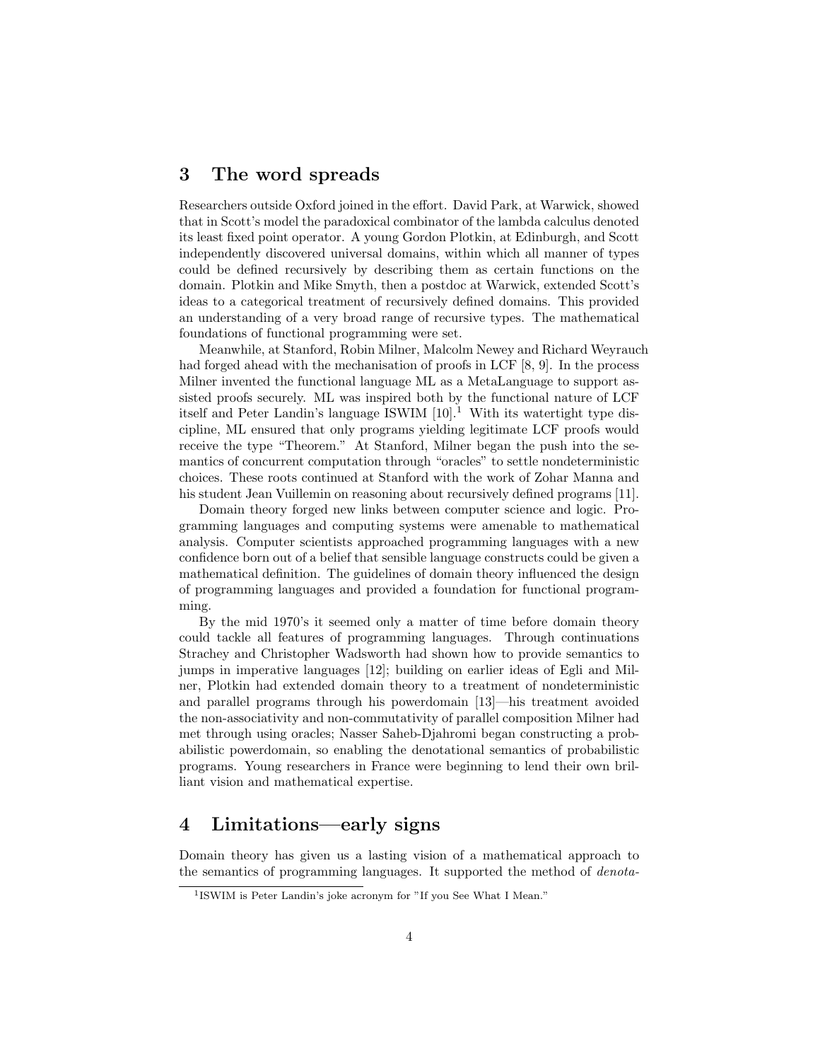## 3 The word spreads

Researchers outside Oxford joined in the effort. David Park, at Warwick, showed that in Scott's model the paradoxical combinator of the lambda calculus denoted its least fixed point operator. A young Gordon Plotkin, at Edinburgh, and Scott independently discovered universal domains, within which all manner of types could be defined recursively by describing them as certain functions on the domain. Plotkin and Mike Smyth, then a postdoc at Warwick, extended Scott's ideas to a categorical treatment of recursively defined domains. This provided an understanding of a very broad range of recursive types. The mathematical foundations of functional programming were set.

Meanwhile, at Stanford, Robin Milner, Malcolm Newey and Richard Weyrauch had forged ahead with the mechanisation of proofs in LCF [8, 9]. In the process Milner invented the functional language ML as a MetaLanguage to support assisted proofs securely. ML was inspired both by the functional nature of LCF itself and Peter Landin's language ISWIM [10].[1] With its watertight type discipline, ML ensured that only programs yielding legitimate LCF proofs would receive the type "Theorem." At Stanford, Milner began the push into the semantics of concurrent computation through "oracles" to settle nondeterministic choices. These roots continued at Stanford with the work of Zohar Manna and his student Jean Vuillemin on reasoning about recursively defined programs [11].

Domain theory forged new links between computer science and logic. Programming languages and computing systems were amenable to mathematical analysis. Computer scientists approached programming languages with a new confidence born out of a belief that sensible language constructs could be given a mathematical definition. The guidelines of domain theory influenced the design of programming languages and provided a foundation for functional programming.

By the mid 1970's it seemed only a matter of time before domain theory could tackle all features of programming languages. Through continuations Strachey and Christopher Wadsworth had shown how to provide semantics to jumps in imperative languages [12]; building on earlier ideas of Egli and Milner, Plotkin had extended domain theory to a treatment of nondeterministic and parallel programs through his powerdomain [13]—his treatment avoided the non-associativity and non-commutativity of parallel composition Milner had met through using oracles; Nasser Saheb-Djahromi began constructing a probabilistic powerdomain, so enabling the denotational semantics of probabilistic programs. Young researchers in France were beginning to lend their own brilliant vision and mathematical expertise.

## 4 Limitations—early signs

Domain theory has given us a lasting vision of a mathematical approach to the semantics of programming languages. It supported the method of *denota-*

[1] ISWIM is Peter Landin's joke acronym for "If you See What I Mean."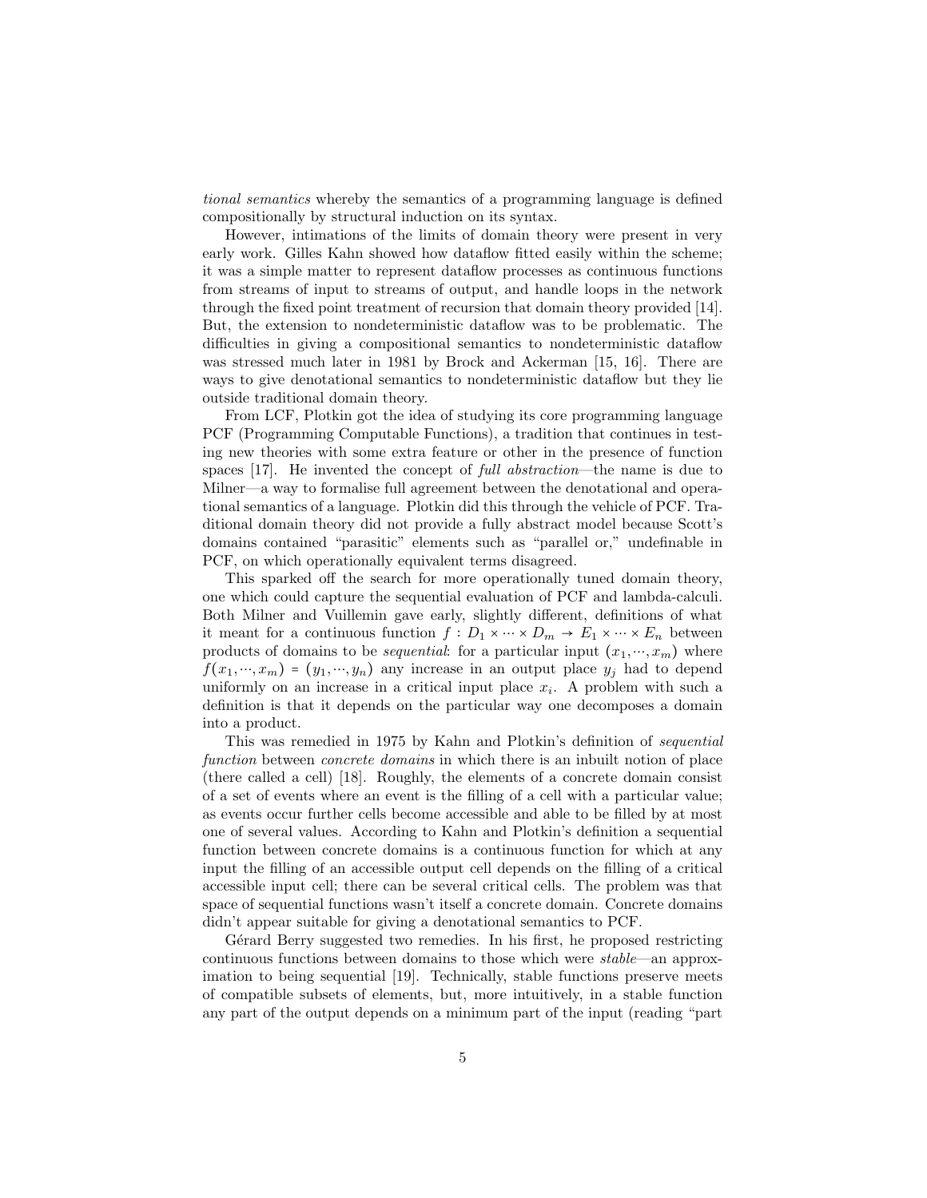*tional semantics* whereby the semantics of a programming language is defined compositionally by structural induction on its syntax.

However, intimations of the limits of domain theory were present in very early work. Gilles Kahn showed how dataflow fitted easily within the scheme; it was a simple matter to represent dataflow processes as continuous functions from streams of input to streams of output, and handle loops in the network through the fixed point treatment of recursion that domain theory provided [14]. But, the extension to nondeterministic dataflow was to be problematic. The difficulties in giving a compositional semantics to nondeterministic dataflow was stressed much later in 1981 by Brock and Ackerman [15, 16]. There are ways to give denotational semantics to nondeterministic dataflow but they lie outside traditional domain theory.

From LCF, Plotkin got the idea of studying its core programming language PCF (Programming Computable Functions), a tradition that continues in testing new theories with some extra feature or other in the presence of function spaces [17]. He invented the concept of *full abstraction*—the name is due to Milner—a way to formalise full agreement between the denotational and operational semantics of a language. Plotkin did this through the vehicle of PCF. Traditional domain theory did not provide a fully abstract model because Scott's domains contained "parasitic" elements such as "parallel or," undefinable in PCF, on which operationally equivalent terms disagreed.

This sparked off the search for more operationally tuned domain theory, one which could capture the sequential evaluation of PCF and lambda-calculi. Both Milner and Vuillemin gave early, slightly different, definitions of what it meant for a continuous function $f : D_1 \times \cdots \times D_m \to E_1 \times \cdots \times E_n$ between products of domains to be *sequential*: for a particular input $(x_1, \cdots, x_m)$ where $f(x_1, \cdots, x_m) = (y_1, \cdots, y_n)$ any increase in an output place $y_j$ had to depend uniformly on an increase in a critical input place $x_i$. A problem with such a definition is that it depends on the particular way one decomposes a domain into a product.

This was remedied in 1975 by Kahn and Plotkin's definition of *sequential function* between *concrete domains* in which there is an inbuilt notion of place (there called a cell) [18]. Roughly, the elements of a concrete domain consist of a set of events where an event is the filling of a cell with a particular value; as events occur further cells become accessible and able to be filled by at most one of several values. According to Kahn and Plotkin's definition a sequential function between concrete domains is a continuous function for which at any input the filling of an accessible output cell depends on the filling of a critical accessible input cell; there can be several critical cells. The problem was that space of sequential functions wasn't itself a concrete domain. Concrete domains didn't appear suitable for giving a denotational semantics to PCF.

Gérard Berry suggested two remedies. In his first, he proposed restricting continuous functions between domains to those which were *stable*—an approximation to being sequential [19]. Technically, stable functions preserve meets of compatible subsets of elements, but, more intuitively, in a stable function any part of the output depends on a minimum part of the input (reading "part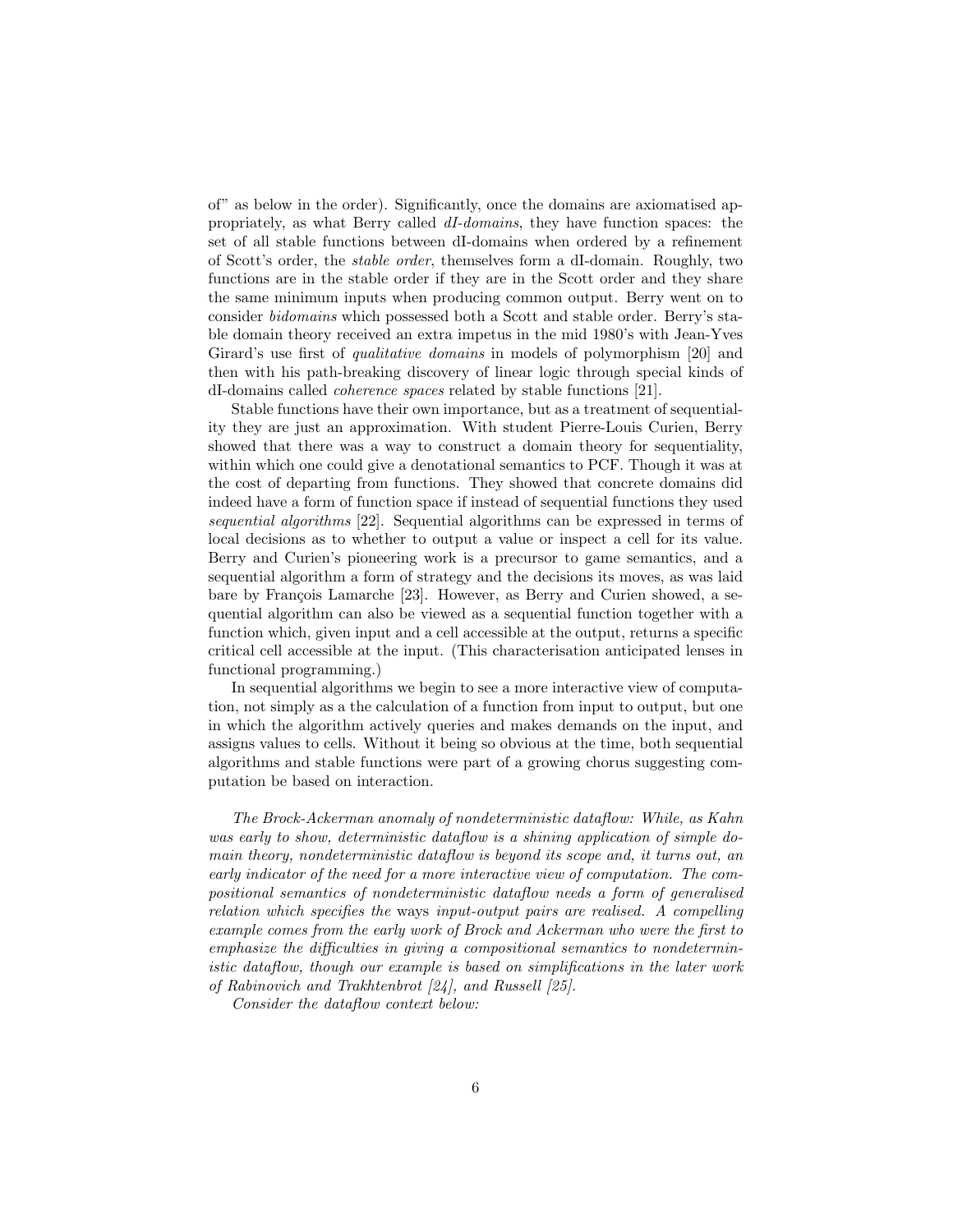of" as below in the order). Significantly, once the domains are axiomatised appropriately, as what Berry called *dI-domains*, they have function spaces: the set of all stable functions between dI-domains when ordered by a refinement of Scott's order, the *stable order*, themselves form a dI-domain. Roughly, two functions are in the stable order if they are in the Scott order and they share the same minimum inputs when producing common output. Berry went on to consider *bidomains* which possessed both a Scott and stable order. Berry's stable domain theory received an extra impetus in the mid 1980's with Jean-Yves Girard's use first of *qualitative domains* in models of polymorphism [20] and then with his path-breaking discovery of linear logic through special kinds of dI-domains called *coherence spaces* related by stable functions [21].

Stable functions have their own importance, but as a treatment of sequentiality they are just an approximation. With student Pierre-Louis Curien, Berry showed that there was a way to construct a domain theory for sequentiality, within which one could give a denotational semantics to PCF. Though it was at the cost of departing from functions. They showed that concrete domains did indeed have a form of function space if instead of sequential functions they used *sequential algorithms* [22]. Sequential algorithms can be expressed in terms of local decisions as to whether to output a value or inspect a cell for its value. Berry and Curien's pioneering work is a precursor to game semantics, and a sequential algorithm a form of strategy and the decisions its moves, as was laid bare by François Lamarche [23]. However, as Berry and Curien showed, a sequential algorithm can also be viewed as a sequential function together with a function which, given input and a cell accessible at the output, returns a specific critical cell accessible at the input. (This characterisation anticipated lenses in functional programming.)

In sequential algorithms we begin to see a more interactive view of computation, not simply as a the calculation of a function from input to output, but one in which the algorithm actively queries and makes demands on the input, and assigns values to cells. Without it being so obvious at the time, both sequential algorithms and stable functions were part of a growing chorus suggesting computation be based on interaction.

*The Brock-Ackerman anomaly of nondeterministic dataflow: While, as Kahn was early to show, deterministic dataflow is a shining application of simple domain theory, nondeterministic dataflow is beyond its scope and, it turns out, an early indicator of the need for a more interactive view of computation. The compositional semantics of nondeterministic dataflow needs a form of generalised relation which specifies the* ways *input-output pairs are realised. A compelling example comes from the early work of Brock and Ackerman who were the first to emphasize the difficulties in giving a compositional semantics to nondeterministic dataflow, though our example is based on simplifications in the later work of Rabinovich and Trakhtenbrot [24], and Russell [25].*

*Consider the dataflow context below:*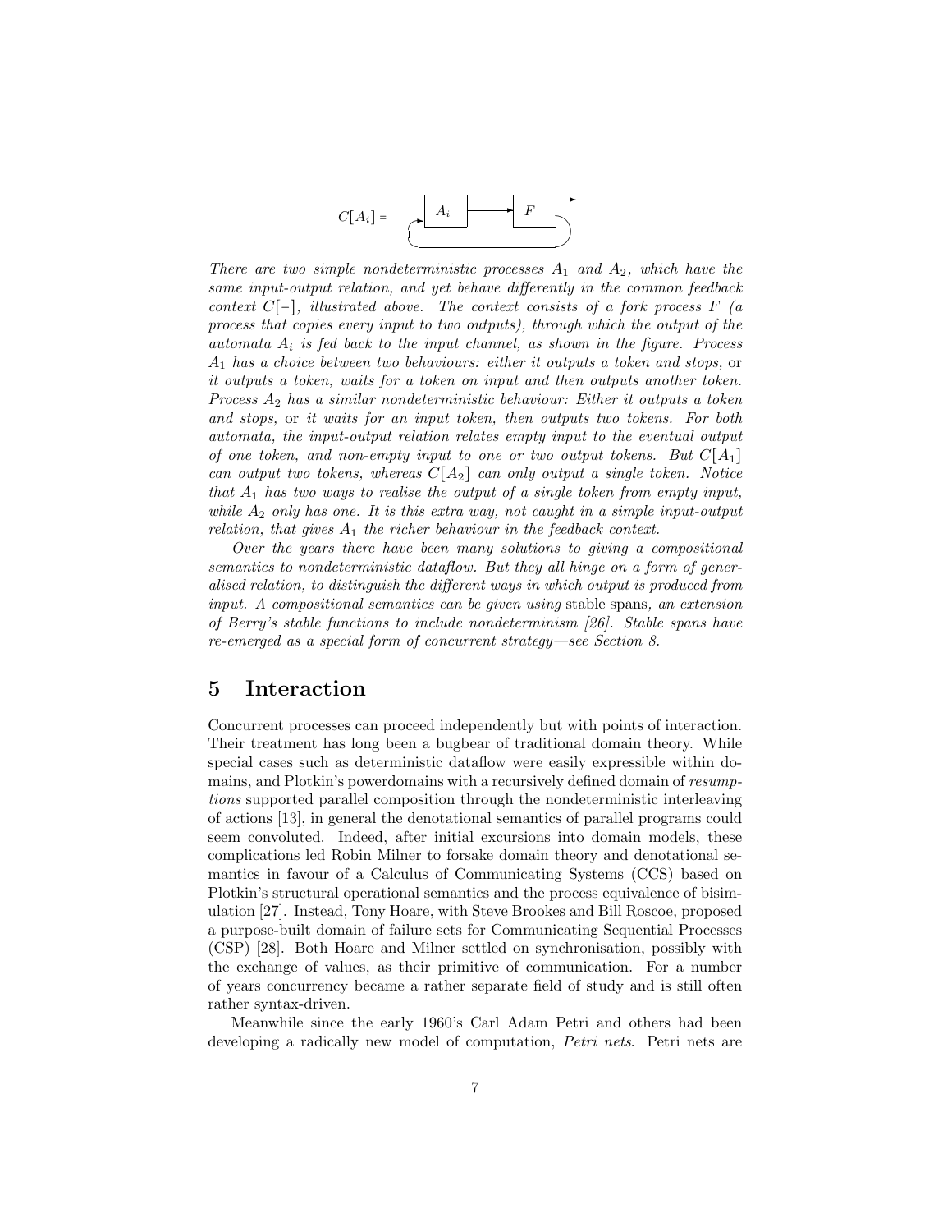$C[A_i]$ =

*There are two simple nondeterministic processes $A_1$ and $A_2$, which have the same input-output relation, and yet behave differently in the common feedback context $C[-]$, illustrated above. The context consists of a fork process $F$ (a process that copies every input to two outputs), through which the output of the automata $A_i$ is fed back to the input channel, as shown in the figure. Process $A_1$ has a choice between two behaviours: either it outputs a token and stops,* or *it outputs a token, waits for a token on input and then outputs another token. Process $A_2$ has a similar nondeterministic behaviour: Either it outputs a token and stops,* or *it waits for an input token, then outputs two tokens. For both automata, the input-output relation relates empty input to the eventual output of one token, and non-empty input to one or two output tokens. But $C[A_1]$ can output two tokens, whereas $C[A_2]$ can only output a single token. Notice that $A_1$ has two ways to realise the output of a single token from empty input, while $A_2$ only has one. It is this extra way, not caught in a simple input-output relation, that gives $A_1$ the richer behaviour in the feedback context.*

*Over the years there have been many solutions to giving a compositional semantics to nondeterministic dataflow. But they all hinge on a form of generalised relation, to distinguish the different ways in which output is produced from input. A compositional semantics can be given using* stable spans*, an extension of Berry's stable functions to include nondeterminism [26]. Stable spans have re-emerged as a special form of concurrent strategy—see Section 8.*

## 5 Interaction

Concurrent processes can proceed independently but with points of interaction. Their treatment has long been a bugbear of traditional domain theory. While special cases such as deterministic dataflow were easily expressible within domains, and Plotkin's powerdomains with a recursively defined domain of *resumptions* supported parallel composition through the nondeterministic interleaving of actions [13], in general the denotational semantics of parallel programs could seem convoluted. Indeed, after initial excursions into domain models, these complications led Robin Milner to forsake domain theory and denotational semantics in favour of a Calculus of Communicating Systems (CCS) based on Plotkin's structural operational semantics and the process equivalence of bisimulation [27]. Instead, Tony Hoare, with Steve Brookes and Bill Roscoe, proposed a purpose-built domain of failure sets for Communicating Sequential Processes (CSP) [28]. Both Hoare and Milner settled on synchronisation, possibly with the exchange of values, as their primitive of communication. For a number of years concurrency became a rather separate field of study and is still often rather syntax-driven.

Meanwhile since the early 1960's Carl Adam Petri and others had been developing a radically new model of computation, *Petri nets*. Petri nets are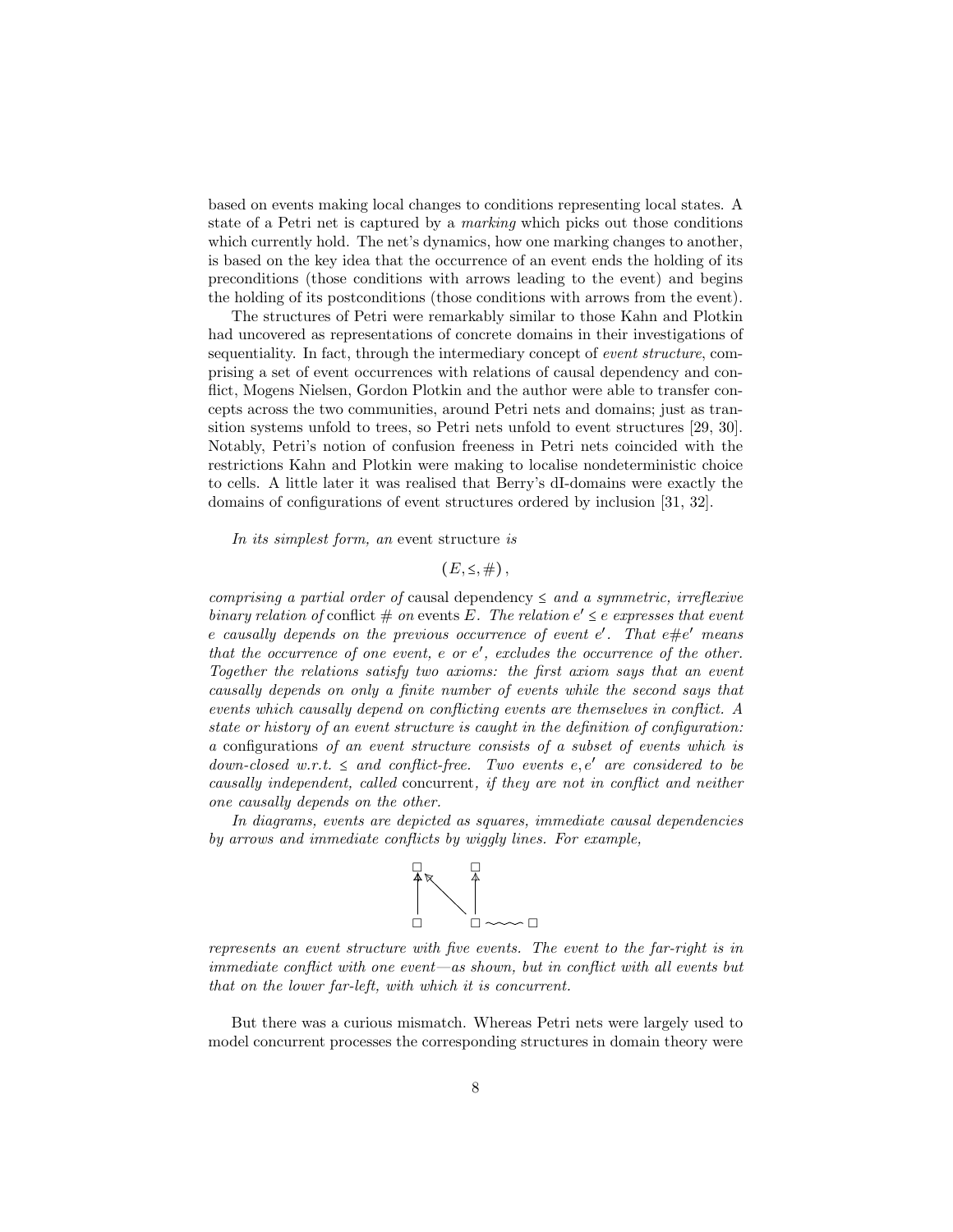based on events making local changes to conditions representing local states. A state of a Petri net is captured by a *marking* which picks out those conditions which currently hold. The net's dynamics, how one marking changes to another, is based on the key idea that the occurrence of an event ends the holding of its preconditions (those conditions with arrows leading to the event) and begins the holding of its postconditions (those conditions with arrows from the event).

The structures of Petri were remarkably similar to those Kahn and Plotkin had uncovered as representations of concrete domains in their investigations of sequentiality. In fact, through the intermediary concept of *event structure*, comprising a set of event occurrences with relations of causal dependency and conflict, Mogens Nielsen, Gordon Plotkin and the author were able to transfer concepts across the two communities, around Petri nets and domains; just as transition systems unfold to trees, so Petri nets unfold to event structures [29, 30]. Notably, Petri's notion of confusion freeness in Petri nets coincided with the restrictions Kahn and Plotkin were making to localise nondeterministic choice to cells. A little later it was realised that Berry's dI-domains were exactly the domains of configurations of event structures ordered by inclusion [31, 32].

*In its simplest form, an* event structure *is*

$$(E, \leq, \#),$$

*comprising a partial order of* causal dependency $\leq$ *and a symmetric, irreflexive binary relation of* conflict $\#$ *on* events $E$. *The relation $e' \leq e$ expresses that event $e$ causally depends on the previous occurrence of event $e'$. That $e \# e'$ means that the occurrence of one event, $e$ or $e'$, excludes the occurrence of the other. Together the relations satisfy two axioms: the first axiom says that an event causally depends on only a finite number of events while the second says that events which causally depend on conflicting events are themselves in conflict. A state or history of an event structure is caught in the definition of configuration: a* configurations *of an event structure consists of a subset of events which is down-closed w.r.t. $\leq$ and conflict-free. Two events $e, e'$ are considered to be causally independent, called* concurrent*, if they are not in conflict and neither one causally depends on the other.*

*In diagrams, events are depicted as squares, immediate causal dependencies by arrows and immediate conflicts by wiggly lines. For example,*

$$
\begin{array}{ccc}
\square & & \square \\
\uparrow & \nwarrow & \uparrow \\
\square & & \square \sim\!\sim\!\sim \square
\end{array}
$$

*represents an event structure with five events. The event to the far-right is in immediate conflict with one event—as shown, but in conflict with all events but that on the lower far-left, with which it is concurrent.*

But there was a curious mismatch. Whereas Petri nets were largely used to model concurrent processes the corresponding structures in domain theory were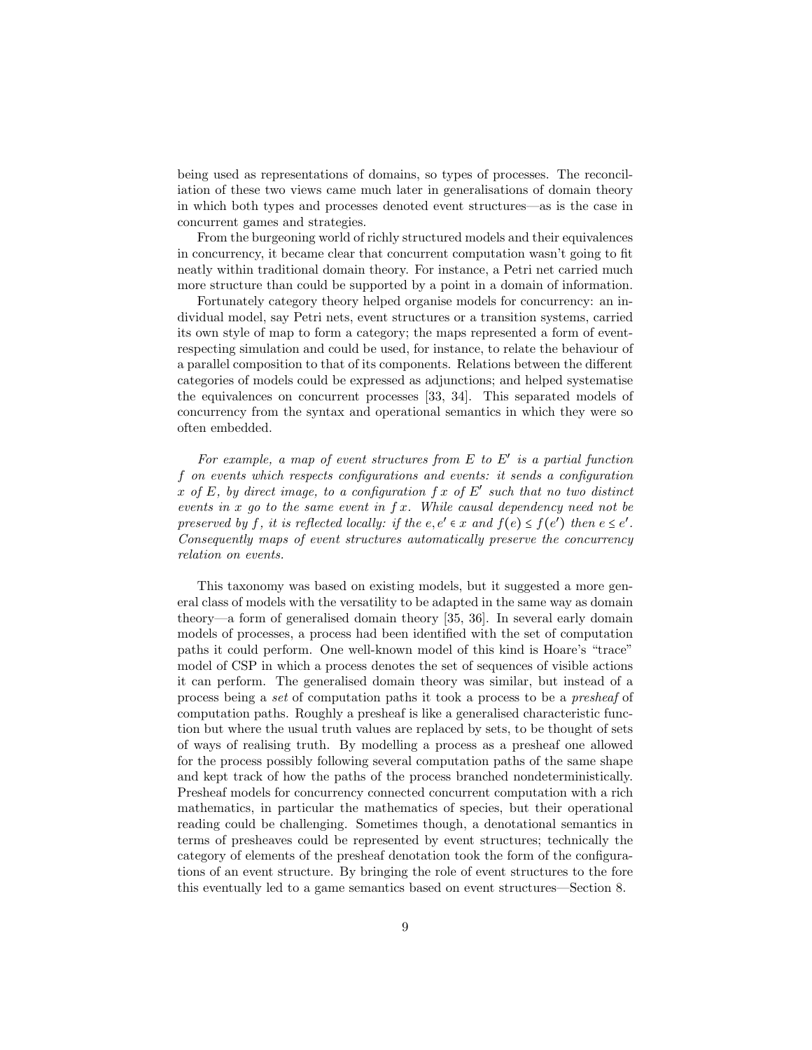being used as representations of domains, so types of processes. The reconciliation of these two views came much later in generalisations of domain theory in which both types and processes denoted event structures—as is the case in concurrent games and strategies.

From the burgeoning world of richly structured models and their equivalences in concurrency, it became clear that concurrent computation wasn't going to fit neatly within traditional domain theory. For instance, a Petri net carried much more structure than could be supported by a point in a domain of information.

Fortunately category theory helped organise models for concurrency: an individual model, say Petri nets, event structures or a transition systems, carried its own style of map to form a category; the maps represented a form of event-respecting simulation and could be used, for instance, to relate the behaviour of a parallel composition to that of its components. Relations between the different categories of models could be expressed as adjunctions; and helped systematise the equivalences on concurrent processes [33, 34]. This separated models of concurrency from the syntax and operational semantics in which they were so often embedded.

*For example, a map of event structures from $E$ to $E'$ is a partial function $f$ on events which respects configurations and events: it sends a configuration $x$ of $E$, by direct image, to a configuration $f\,x$ of $E'$ such that no two distinct events in $x$ go to the same event in $f\,x$. While causal dependency need not be preserved by $f$, it is reflected locally: if the $e, e' \in x$ and $f(e) \leq f(e')$ then $e \leq e'$. Consequently maps of event structures automatically preserve the concurrency relation on events.*

This taxonomy was based on existing models, but it suggested a more general class of models with the versatility to be adapted in the same way as domain theory—a form of generalised domain theory [35, 36]. In several early domain models of processes, a process had been identified with the set of computation paths it could perform. One well-known model of this kind is Hoare's "trace" model of CSP in which a process denotes the set of sequences of visible actions it can perform. The generalised domain theory was similar, but instead of a process being a *set* of computation paths it took a process to be a *presheaf* of computation paths. Roughly a presheaf is like a generalised characteristic function but where the usual truth values are replaced by sets, to be thought of sets of ways of realising truth. By modelling a process as a presheaf one allowed for the process possibly following several computation paths of the same shape and kept track of how the paths of the process branched nondeterministically. Presheaf models for concurrency connected concurrent computation with a rich mathematics, in particular the mathematics of species, but their operational reading could be challenging. Sometimes though, a denotational semantics in terms of presheaves could be represented by event structures; technically the category of elements of the presheaf denotation took the form of the configurations of an event structure. By bringing the role of event structures to the fore this eventually led to a game semantics based on event structures—Section 8.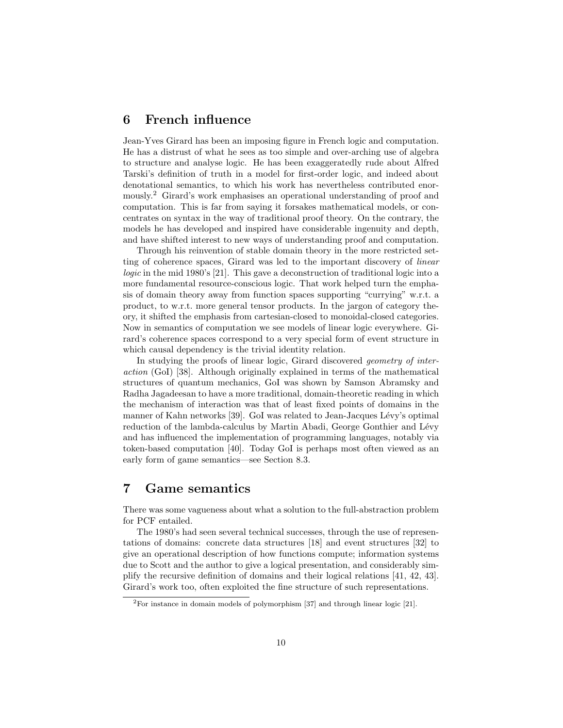## 6 French influence

Jean-Yves Girard has been an imposing figure in French logic and computation. He has a distrust of what he sees as too simple and over-arching use of algebra to structure and analyse logic. He has been exaggeratedly rude about Alfred Tarski's definition of truth in a model for first-order logic, and indeed about denotational semantics, to which his work has nevertheless contributed enormously.[2] Girard's work emphasises an operational understanding of proof and computation. This is far from saying it forsakes mathematical models, or concentrates on syntax in the way of traditional proof theory. On the contrary, the models he has developed and inspired have considerable ingenuity and depth, and have shifted interest to new ways of understanding proof and computation.

Through his reinvention of stable domain theory in the more restricted setting of coherence spaces, Girard was led to the important discovery of *linear logic* in the mid 1980's [21]. This gave a deconstruction of traditional logic into a more fundamental resource-conscious logic. That work helped turn the emphasis of domain theory away from function spaces supporting "currying" w.r.t. a product, to w.r.t. more general tensor products. In the jargon of category theory, it shifted the emphasis from cartesian-closed to monoidal-closed categories. Now in semantics of computation we see models of linear logic everywhere. Girard's coherence spaces correspond to a very special form of event structure in which causal dependency is the trivial identity relation.

In studying the proofs of linear logic, Girard discovered *geometry of interaction* (GoI) [38]. Although originally explained in terms of the mathematical structures of quantum mechanics, GoI was shown by Samson Abramsky and Radha Jagadeesan to have a more traditional, domain-theoretic reading in which the mechanism of interaction was that of least fixed points of domains in the manner of Kahn networks [39]. GoI was related to Jean-Jacques Lévy's optimal reduction of the lambda-calculus by Martin Abadi, George Gonthier and Lévy and has influenced the implementation of programming languages, notably via token-based computation [40]. Today GoI is perhaps most often viewed as an early form of game semantics—see Section 8.3.

## 7 Game semantics

There was some vagueness about what a solution to the full-abstraction problem for PCF entailed.

The 1980's had seen several technical successes, through the use of representations of domains: concrete data structures [18] and event structures [32] to give an operational description of how functions compute; information systems due to Scott and the author to give a logical presentation, and considerably simplify the recursive definition of domains and their logical relations [41, 42, 43]. Girard's work too, often exploited the fine structure of such representations.

[2] For instance in domain models of polymorphism [37] and through linear logic [21].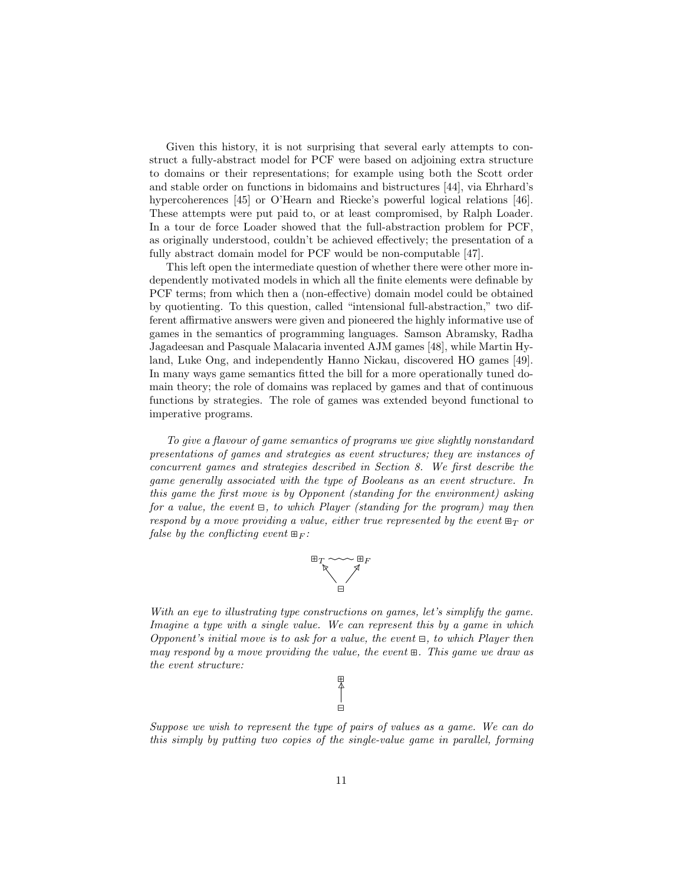Given this history, it is not surprising that several early attempts to construct a fully-abstract model for PCF were based on adjoining extra structure to domains or their representations; for example using both the Scott order and stable order on functions in bidomains and bistructures [44], via Ehrhard's hypercoherences [45] or O'Hearn and Riecke's powerful logical relations [46]. These attempts were put paid to, or at least compromised, by Ralph Loader. In a tour de force Loader showed that the full-abstraction problem for PCF, as originally understood, couldn't be achieved effectively; the presentation of a fully abstract domain model for PCF would be non-computable [47].

This left open the intermediate question of whether there were other more independently motivated models in which all the finite elements were definable by PCF terms; from which then a (non-effective) domain model could be obtained by quotienting. To this question, called "intensional full-abstraction," two different affirmative answers were given and pioneered the highly informative use of games in the semantics of programming languages. Samson Abramsky, Radha Jagadeesan and Pasquale Malacaria invented AJM games [48], while Martin Hyland, Luke Ong, and independently Hanno Nickau, discovered HO games [49]. In many ways game semantics fitted the bill for a more operationally tuned domain theory; the role of domains was replaced by games and that of continuous functions by strategies. The role of games was extended beyond functional to imperative programs.

*To give a flavour of game semantics of programs we give slightly nonstandard presentations of games and strategies as event structures; they are instances of concurrent games and strategies described in Section 8. We first describe the game generally associated with the type of Booleans as an event structure. In this game the first move is by Opponent (standing for the environment) asking for a value, the event* $\boxminus$*, to which Player (standing for the program) may then respond by a move providing a value, either true represented by the event* $\boxplus_T$ *or false by the conflicting event* $\boxplus_F$*:*

$$\boxplus_T \sim\sim\sim \boxplus_F \qquad \boxminus \to \boxplus_T,\ \boxminus \to \boxplus_F$$

*With an eye to illustrating type constructions on games, let's simplify the game. Imagine a type with a single value. We can represent this by a game in which Opponent's initial move is to ask for a value, the event* $\boxminus$*, to which Player then may respond by a move providing the value, the event* $\boxplus$*. This game we draw as the event structure:*

$$\boxminus \to \boxplus$$

*Suppose we wish to represent the type of pairs of values as a game. We can do this simply by putting two copies of the single-value game in parallel, forming*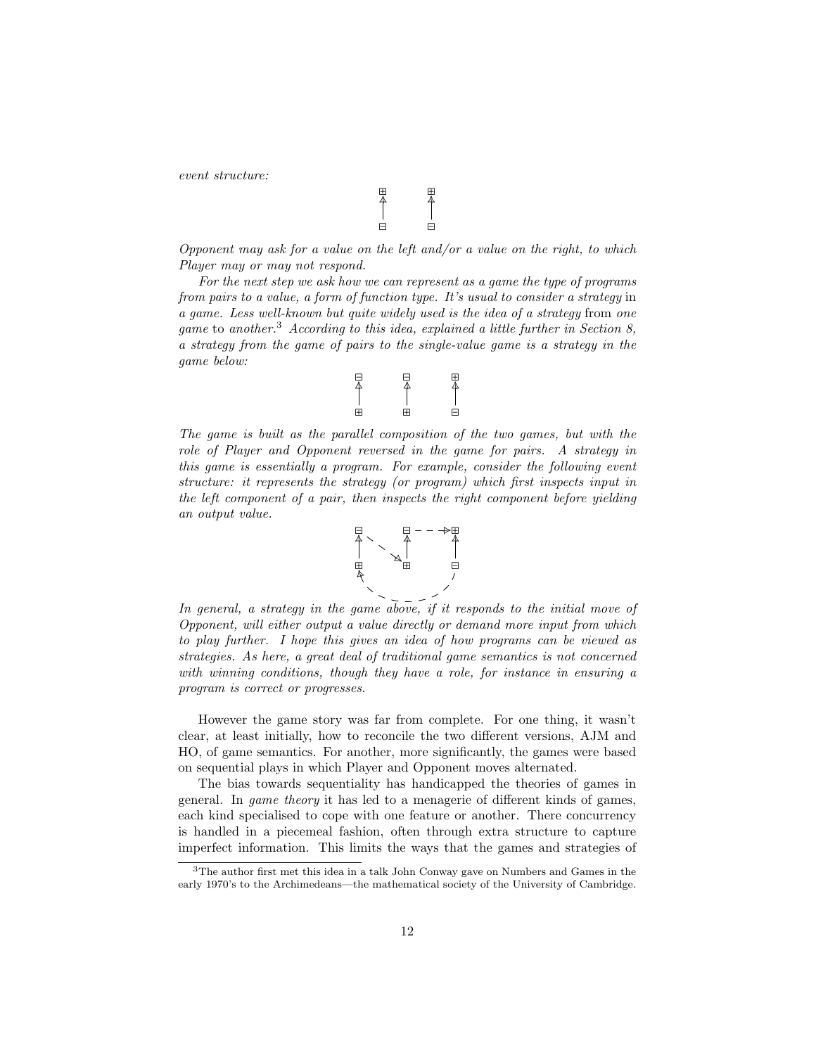*event structure:*

*Opponent may ask for a value on the left and/or a value on the right, to which Player may or may not respond.*

*For the next step we ask how we can represent as a game the type of programs from pairs to a value, a form of function type. It's usual to consider a strategy* in *a game. Less well-known but quite widely used is the idea of a strategy* from *one game* to *another.*[3] *According to this idea, explained a little further in Section 8, a strategy from the game of pairs to the single-value game is a strategy in the game below:*

*The game is built as the parallel composition of the two games, but with the role of Player and Opponent reversed in the game for pairs. A strategy in this game is essentially a program. For example, consider the following event structure: it represents the strategy (or program) which first inspects input in the left component of a pair, then inspects the right component before yielding an output value.*

*In general, a strategy in the game above, if it responds to the initial move of Opponent, will either output a value directly or demand more input from which to play further. I hope this gives an idea of how programs can be viewed as strategies. As here, a great deal of traditional game semantics is not concerned with winning conditions, though they have a role, for instance in ensuring a program is correct or progresses.*

However the game story was far from complete. For one thing, it wasn't clear, at least initially, how to reconcile the two different versions, AJM and HO, of game semantics. For another, more significantly, the games were based on sequential plays in which Player and Opponent moves alternated.

The bias towards sequentiality has handicapped the theories of games in general. In *game theory* it has led to a menagerie of different kinds of games, each kind specialised to cope with one feature or another. There concurrency is handled in a piecemeal fashion, often through extra structure to capture imperfect information. This limits the ways that the games and strategies of

[3] The author first met this idea in a talk John Conway gave on Numbers and Games in the early 1970's to the Archimedeans—the mathematical society of the University of Cambridge.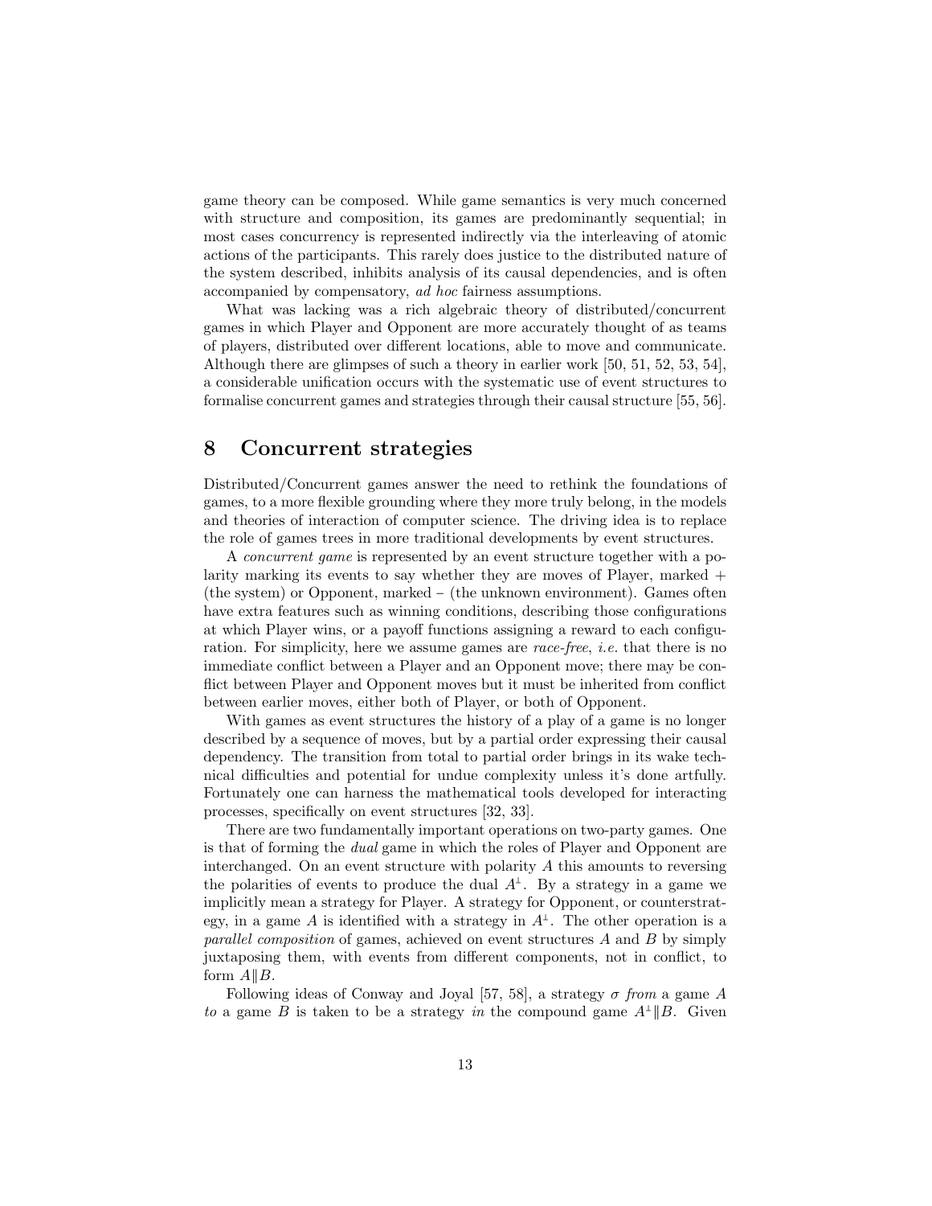game theory can be composed. While game semantics is very much concerned with structure and composition, its games are predominantly sequential; in most cases concurrency is represented indirectly via the interleaving of atomic actions of the participants. This rarely does justice to the distributed nature of the system described, inhibits analysis of its causal dependencies, and is often accompanied by compensatory, *ad hoc* fairness assumptions.

What was lacking was a rich algebraic theory of distributed/concurrent games in which Player and Opponent are more accurately thought of as teams of players, distributed over different locations, able to move and communicate. Although there are glimpses of such a theory in earlier work [50, 51, 52, 53, 54], a considerable unification occurs with the systematic use of event structures to formalise concurrent games and strategies through their causal structure [55, 56].

# 8 Concurrent strategies

Distributed/Concurrent games answer the need to rethink the foundations of games, to a more flexible grounding where they more truly belong, in the models and theories of interaction of computer science. The driving idea is to replace the role of games trees in more traditional developments by event structures.

A *concurrent game* is represented by an event structure together with a polarity marking its events to say whether they are moves of Player, marked + (the system) or Opponent, marked − (the unknown environment). Games often have extra features such as winning conditions, describing those configurations at which Player wins, or a payoff functions assigning a reward to each configuration. For simplicity, here we assume games are *race-free*, *i.e.* that there is no immediate conflict between a Player and an Opponent move; there may be conflict between Player and Opponent moves but it must be inherited from conflict between earlier moves, either both of Player, or both of Opponent.

With games as event structures the history of a play of a game is no longer described by a sequence of moves, but by a partial order expressing their causal dependency. The transition from total to partial order brings in its wake technical difficulties and potential for undue complexity unless it's done artfully. Fortunately one can harness the mathematical tools developed for interacting processes, specifically on event structures [32, 33].

There are two fundamentally important operations on two-party games. One is that of forming the *dual* game in which the roles of Player and Opponent are interchanged. On an event structure with polarity $A$ this amounts to reversing the polarities of events to produce the dual $A^{\perp}$. By a strategy in a game we implicitly mean a strategy for Player. A strategy for Opponent, or counterstrategy, in a game $A$ is identified with a strategy in $A^{\perp}$. The other operation is a *parallel composition* of games, achieved on event structures $A$ and $B$ by simply juxtaposing them, with events from different components, not in conflict, to form $A\|B$.

Following ideas of Conway and Joyal [57, 58], a strategy $\sigma$ *from* a game $A$ *to* a game $B$ is taken to be a strategy *in* the compound game $A^{\perp}\|B$. Given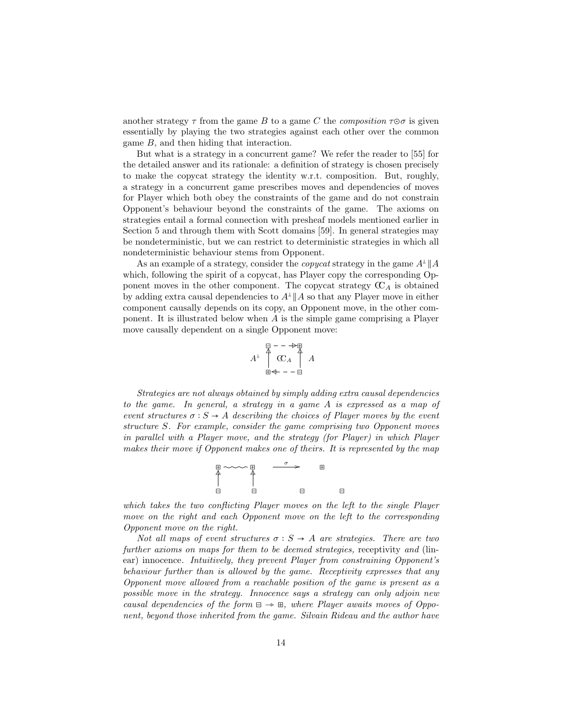another strategy $\tau$ from the game $B$ to a game $C$ the *composition* $\tau \odot \sigma$ is given essentially by playing the two strategies against each other over the common game $B$, and then hiding that interaction.

But what is a strategy in a concurrent game? We refer the reader to [55] for the detailed answer and its rationale: a definition of strategy is chosen precisely to make the copycat strategy the identity w.r.t. composition. But, roughly, a strategy in a concurrent game prescribes moves and dependencies of moves for Player which both obey the constraints of the game and do not constrain Opponent's behaviour beyond the constraints of the game. The axioms on strategies entail a formal connection with presheaf models mentioned earlier in Section 5 and through them with Scott domains [59]. In general strategies may be nondeterministic, but we can restrict to deterministic strategies in which all nondeterministic behaviour stems from Opponent.

As an example of a strategy, consider the *copycat* strategy in the game $A^\perp \| A$ which, following the spirit of a copycat, has Player copy the corresponding Opponent moves in the other component. The copycat strategy $\mathrm{C\!C}_A$ is obtained by adding extra causal dependencies to $A^\perp \| A$ so that any Player move in either component causally depends on its copy, an Opponent move, in the other component. It is illustrated below when $A$ is the simple game comprising a Player move causally dependent on a single Opponent move:

$$
\begin{array}{ccccc}
 & \ominus & \dashrightarrow & \oplus & \\
A^\perp & \uparrow & \mathrm{C\!C}_A & \uparrow & A \\
 & \oplus & \dashleftarrow & \ominus &
\end{array}
$$

*Strategies are not always obtained by simply adding extra causal dependencies to the game. In general, a strategy in a game $A$ is expressed as a map of event structures $\sigma : S \to A$ describing the choices of Player moves by the event structure $S$. For example, consider the game comprising two Opponent moves in parallel with a Player move, and the strategy (for Player) in which Player makes their move if Opponent makes one of theirs. It is represented by the map*

$$
\begin{array}{ccccccc}
\oplus & \sim\!\sim\!\sim & \oplus & \xrightarrow{\ \sigma\ } & & \oplus & \\
\uparrow & & \uparrow & & & & \\
\ominus & & \ominus & & \ominus & & \ominus
\end{array}
$$

*which takes the two conflicting Player moves on the left to the single Player move on the right and each Opponent move on the left to the corresponding Opponent move on the right.*

*Not all maps of event structures $\sigma : S \to A$ are strategies. There are two further axioms on maps for them to be deemed strategies,* receptivity *and (lin­ear)* innocence. *Intuitively, they prevent Player from constraining Opponent's behaviour further than is allowed by the game. Receptivity expresses that any Opponent move allowed from a reachable position of the game is present as a possible move in the strategy. Innocence says a strategy can only adjoin new causal dependencies of the form $\ominus \rightarrow \oplus$, where Player awaits moves of Opponent, beyond those inherited from the game. Silvain Rideau and the author have*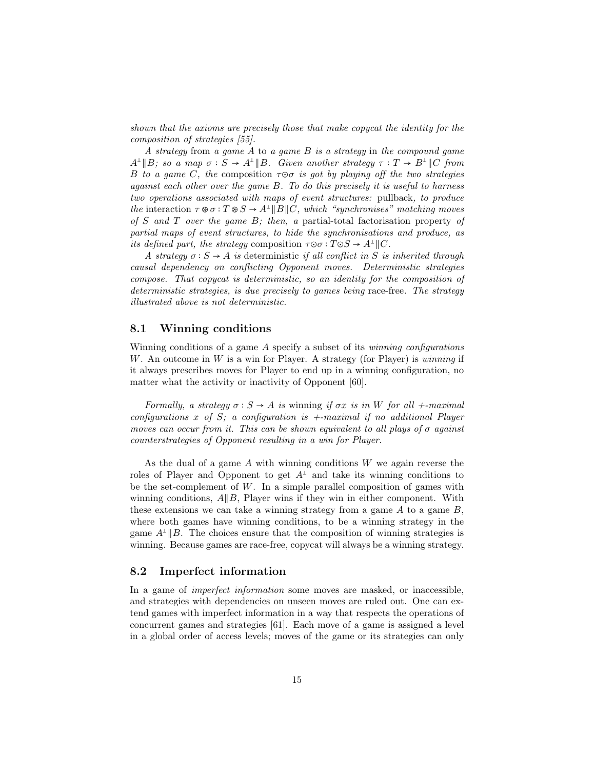*shown that the axioms are precisely those that make copycat the identity for the composition of strategies [55].*

*A strategy* from *a game $A$ to a game $B$ is a strategy* in *the compound game $A^\perp \| B$; so a map $\sigma : S \to A^\perp \| B$. Given another strategy $\tau : T \to B^\perp \| C$ from $B$ to a game $C$, the* composition *$\tau \odot \sigma$ is got by playing off the two strategies against each other over the game $B$. To do this precisely it is useful to harness two operations associated with maps of event structures:* pullback*, to produce the* interaction *$\tau \circledast \sigma : T \circledast S \to A^\perp \| B \| C$, which "synchronises" matching moves of $S$ and $T$ over the game $B$; then, a* partial-total factorisation property *of partial maps of event structures, to hide the synchronisations and produce, as its defined part, the strategy* composition *$\tau \odot \sigma : T \odot S \to A^\perp \| C$.*

*A strategy $\sigma : S \to A$ is* deterministic *if all conflict in $S$ is inherited through causal dependency on conflicting Opponent moves. Deterministic strategies compose. That copycat is deterministic, so an identity for the composition of deterministic strategies, is due precisely to games being* race-free*. The strategy illustrated above is not deterministic.*

## 8.1 Winning conditions

Winning conditions of a game $A$ specify a subset of its *winning configurations* $W$. An outcome in $W$ is a win for Player. A strategy (for Player) is *winning* if it always prescribes moves for Player to end up in a winning configuration, no matter what the activity or inactivity of Opponent [60].

*Formally, a strategy $\sigma : S \to A$ is* winning *if $\sigma x$ is in $W$ for all $+$-maximal configurations $x$ of $S$; a configuration is $+$-maximal if no additional Player moves can occur from it. This can be shown equivalent to all plays of $\sigma$ against counterstrategies of Opponent resulting in a win for Player.*

As the dual of a game $A$ with winning conditions $W$ we again reverse the roles of Player and Opponent to get $A^\perp$ and take its winning conditions to be the set-complement of $W$. In a simple parallel composition of games with winning conditions, $A \| B$, Player wins if they win in either component. With these extensions we can take a winning strategy from a game $A$ to a game $B$, where both games have winning conditions, to be a winning strategy in the game $A^\perp \| B$. The choices ensure that the composition of winning strategies is winning. Because games are race-free, copycat will always be a winning strategy.

## 8.2 Imperfect information

In a game of *imperfect information* some moves are masked, or inaccessible, and strategies with dependencies on unseen moves are ruled out. One can extend games with imperfect information in a way that respects the operations of concurrent games and strategies [61]. Each move of a game is assigned a level in a global order of access levels; moves of the game or its strategies can only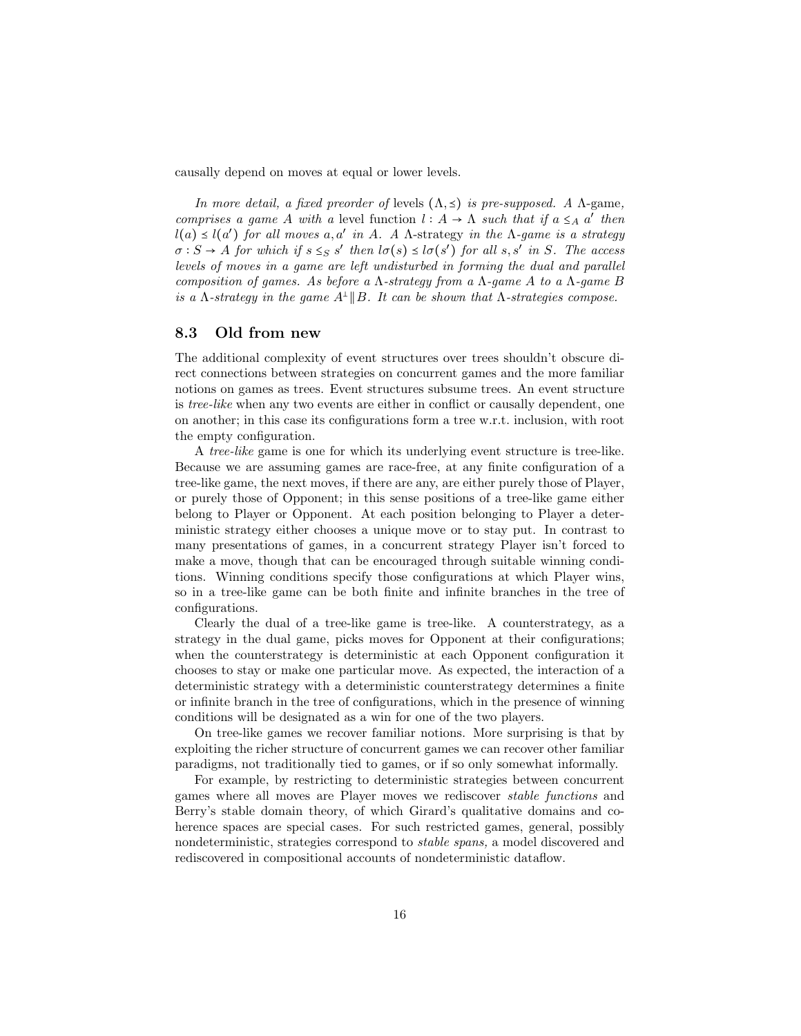causally depend on moves at equal or lower levels.

*In more detail, a fixed preorder of* levels $(\Lambda, \leq)$ *is pre-supposed. A* $\Lambda$-game*, comprises a game* $A$ *with a* level function $l : A \to \Lambda$ *such that if* $a \leq_A a'$ *then* $l(a) \leq l(a')$ *for all moves* $a, a'$ *in* $A$*. A* $\Lambda$-strategy *in the* $\Lambda$*-game is a strategy* $\sigma : S \to A$ *for which if* $s \leq_S s'$ *then* $l\sigma(s) \leq l\sigma(s')$ *for all* $s, s'$ *in* $S$*. The access levels of moves in a game are left undisturbed in forming the dual and parallel composition of games. As before a* $\Lambda$*-strategy from a* $\Lambda$*-game* $A$ *to a* $\Lambda$*-game* $B$ *is a* $\Lambda$*-strategy in the game* $A^{\perp} \| B$*. It can be shown that* $\Lambda$*-strategies compose.*

### 8.3 Old from new

The additional complexity of event structures over trees shouldn't obscure direct connections between strategies on concurrent games and the more familiar notions on games as trees. Event structures subsume trees. An event structure is *tree-like* when any two events are either in conflict or causally dependent, one on another; in this case its configurations form a tree w.r.t. inclusion, with root the empty configuration.

A *tree-like* game is one for which its underlying event structure is tree-like. Because we are assuming games are race-free, at any finite configuration of a tree-like game, the next moves, if there are any, are either purely those of Player, or purely those of Opponent; in this sense positions of a tree-like game either belong to Player or Opponent. At each position belonging to Player a deterministic strategy either chooses a unique move or to stay put. In contrast to many presentations of games, in a concurrent strategy Player isn't forced to make a move, though that can be encouraged through suitable winning conditions. Winning conditions specify those configurations at which Player wins, so in a tree-like game can be both finite and infinite branches in the tree of configurations.

Clearly the dual of a tree-like game is tree-like. A counterstrategy, as a strategy in the dual game, picks moves for Opponent at their configurations; when the counterstrategy is deterministic at each Opponent configuration it chooses to stay or make one particular move. As expected, the interaction of a deterministic strategy with a deterministic counterstrategy determines a finite or infinite branch in the tree of configurations, which in the presence of winning conditions will be designated as a win for one of the two players.

On tree-like games we recover familiar notions. More surprising is that by exploiting the richer structure of concurrent games we can recover other familiar paradigms, not traditionally tied to games, or if so only somewhat informally.

For example, by restricting to deterministic strategies between concurrent games where all moves are Player moves we rediscover *stable functions* and Berry's stable domain theory, of which Girard's qualitative domains and coherence spaces are special cases. For such restricted games, general, possibly nondeterministic, strategies correspond to *stable spans,* a model discovered and rediscovered in compositional accounts of nondeterministic dataflow.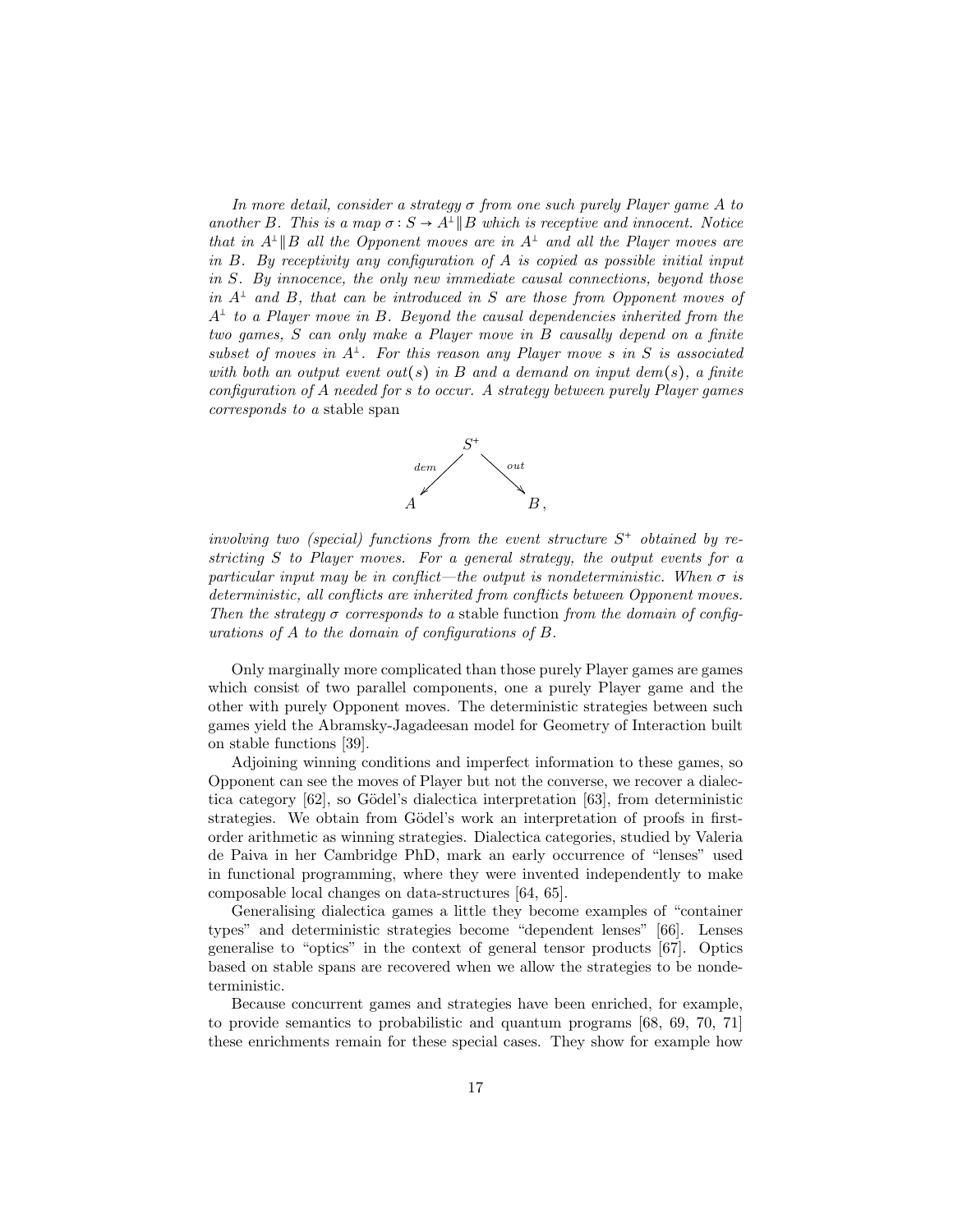*In more detail, consider a strategy $\sigma$ from one such purely Player game $A$ to another $B$. This is a map $\sigma : S \to A^\perp \| B$ which is receptive and innocent. Notice that in $A^\perp \| B$ all the Opponent moves are in $A^\perp$ and all the Player moves are in $B$. By receptivity any configuration of $A$ is copied as possible initial input in $S$. By innocence, the only new immediate causal connections, beyond those in $A^\perp$ and $B$, that can be introduced in $S$ are those from Opponent moves of $A^\perp$ to a Player move in $B$. Beyond the causal dependencies inherited from the two games, $S$ can only make a Player move in $B$ causally depend on a finite subset of moves in $A^\perp$. For this reason any Player move $s$ in $S$ is associated with both an output event $out(s)$ in $B$ and a demand on input $dem(s)$, a finite configuration of $A$ needed for $s$ to occur. A strategy between purely Player games corresponds to a* stable span

$$A \xleftarrow{\;dem\;} S^+ \xrightarrow{\;out\;} B\,,$$

*involving two (special) functions from the event structure $S^+$ obtained by restricting $S$ to Player moves. For a general strategy, the output events for a particular input may be in conflict—the output is nondeterministic. When $\sigma$ is deterministic, all conflicts are inherited from conflicts between Opponent moves. Then the strategy $\sigma$ corresponds to a* stable function *from the domain of configurations of $A$ to the domain of configurations of $B$.*

Only marginally more complicated than those purely Player games are games which consist of two parallel components, one a purely Player game and the other with purely Opponent moves. The deterministic strategies between such games yield the Abramsky-Jagadeesan model for Geometry of Interaction built on stable functions [39].

Adjoining winning conditions and imperfect information to these games, so Opponent can see the moves of Player but not the converse, we recover a dialectica category [62], so Gödel's dialectica interpretation [63], from deterministic strategies. We obtain from Gödel's work an interpretation of proofs in first-order arithmetic as winning strategies. Dialectica categories, studied by Valeria de Paiva in her Cambridge PhD, mark an early occurrence of "lenses" used in functional programming, where they were invented independently to make composable local changes on data-structures [64, 65].

Generalising dialectica games a little they become examples of "container types" and deterministic strategies become "dependent lenses" [66]. Lenses generalise to "optics" in the context of general tensor products [67]. Optics based on stable spans are recovered when we allow the strategies to be nondeterministic.

Because concurrent games and strategies have been enriched, for example, to provide semantics to probabilistic and quantum programs [68, 69, 70, 71] these enrichments remain for these special cases. They show for example how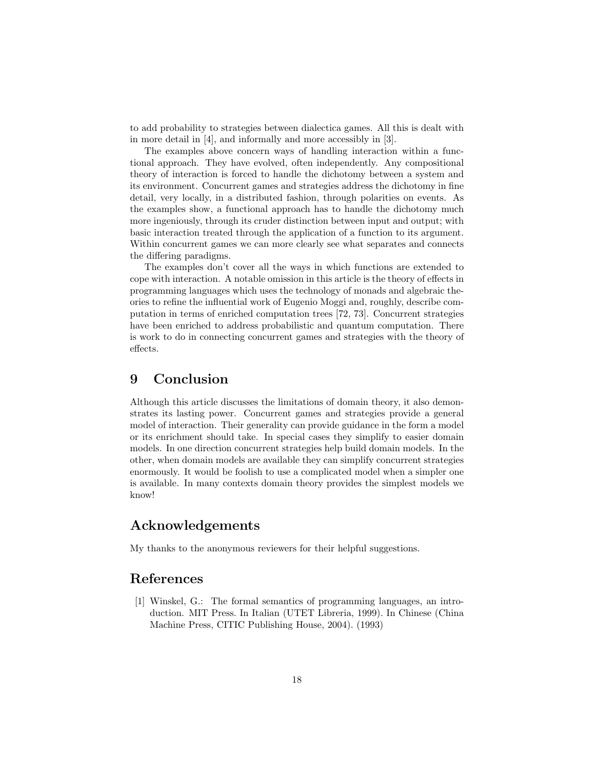to add probability to strategies between dialectica games. All this is dealt with in more detail in [4], and informally and more accessibly in [3].

The examples above concern ways of handling interaction within a functional approach. They have evolved, often independently. Any compositional theory of interaction is forced to handle the dichotomy between a system and its environment. Concurrent games and strategies address the dichotomy in fine detail, very locally, in a distributed fashion, through polarities on events. As the examples show, a functional approach has to handle the dichotomy much more ingeniously, through its cruder distinction between input and output; with basic interaction treated through the application of a function to its argument. Within concurrent games we can more clearly see what separates and connects the differing paradigms.

The examples don't cover all the ways in which functions are extended to cope with interaction. A notable omission in this article is the theory of effects in programming languages which uses the technology of monads and algebraic theories to refine the influential work of Eugenio Moggi and, roughly, describe computation in terms of enriched computation trees [72, 73]. Concurrent strategies have been enriched to address probabilistic and quantum computation. There is work to do in connecting concurrent games and strategies with the theory of effects.

# 9 Conclusion

Although this article discusses the limitations of domain theory, it also demonstrates its lasting power. Concurrent games and strategies provide a general model of interaction. Their generality can provide guidance in the form a model or its enrichment should take. In special cases they simplify to easier domain models. In one direction concurrent strategies help build domain models. In the other, when domain models are available they can simplify concurrent strategies enormously. It would be foolish to use a complicated model when a simpler one is available. In many contexts domain theory provides the simplest models we know!

# Acknowledgements

My thanks to the anonymous reviewers for their helpful suggestions.

# References

[1] Winskel, G.: The formal semantics of programming languages, an introduction. MIT Press. In Italian (UTET Libreria, 1999). In Chinese (China Machine Press, CITIC Publishing House, 2004). (1993)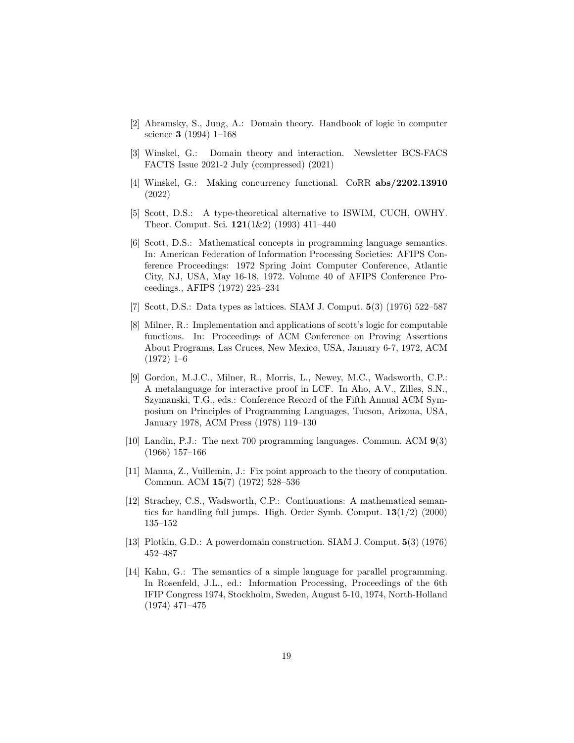[2] Abramsky, S., Jung, A.: Domain theory. Handbook of logic in computer science **3** (1994) 1–168

[3] Winskel, G.: Domain theory and interaction. Newsletter BCS-FACS FACTS Issue 2021-2 July (compressed) (2021)

[4] Winskel, G.: Making concurrency functional. CoRR **abs/2202.13910** (2022)

[5] Scott, D.S.: A type-theoretical alternative to ISWIM, CUCH, OWHY. Theor. Comput. Sci. **121**(1&2) (1993) 411–440

[6] Scott, D.S.: Mathematical concepts in programming language semantics. In: American Federation of Information Processing Societies: AFIPS Conference Proceedings: 1972 Spring Joint Computer Conference, Atlantic City, NJ, USA, May 16-18, 1972. Volume 40 of AFIPS Conference Proceedings., AFIPS (1972) 225–234

[7] Scott, D.S.: Data types as lattices. SIAM J. Comput. **5**(3) (1976) 522–587

[8] Milner, R.: Implementation and applications of scott's logic for computable functions. In: Proceedings of ACM Conference on Proving Assertions About Programs, Las Cruces, New Mexico, USA, January 6-7, 1972, ACM (1972) 1–6

[9] Gordon, M.J.C., Milner, R., Morris, L., Newey, M.C., Wadsworth, C.P.: A metalanguage for interactive proof in LCF. In Aho, A.V., Zilles, S.N., Szymanski, T.G., eds.: Conference Record of the Fifth Annual ACM Symposium on Principles of Programming Languages, Tucson, Arizona, USA, January 1978, ACM Press (1978) 119–130

[10] Landin, P.J.: The next 700 programming languages. Commun. ACM **9**(3) (1966) 157–166

[11] Manna, Z., Vuillemin, J.: Fix point approach to the theory of computation. Commun. ACM **15**(7) (1972) 528–536

[12] Strachey, C.S., Wadsworth, C.P.: Continuations: A mathematical semantics for handling full jumps. High. Order Symb. Comput. **13**(1/2) (2000) 135–152

[13] Plotkin, G.D.: A powerdomain construction. SIAM J. Comput. **5**(3) (1976) 452–487

[14] Kahn, G.: The semantics of a simple language for parallel programming. In Rosenfeld, J.L., ed.: Information Processing, Proceedings of the 6th IFIP Congress 1974, Stockholm, Sweden, August 5-10, 1974, North-Holland (1974) 471–475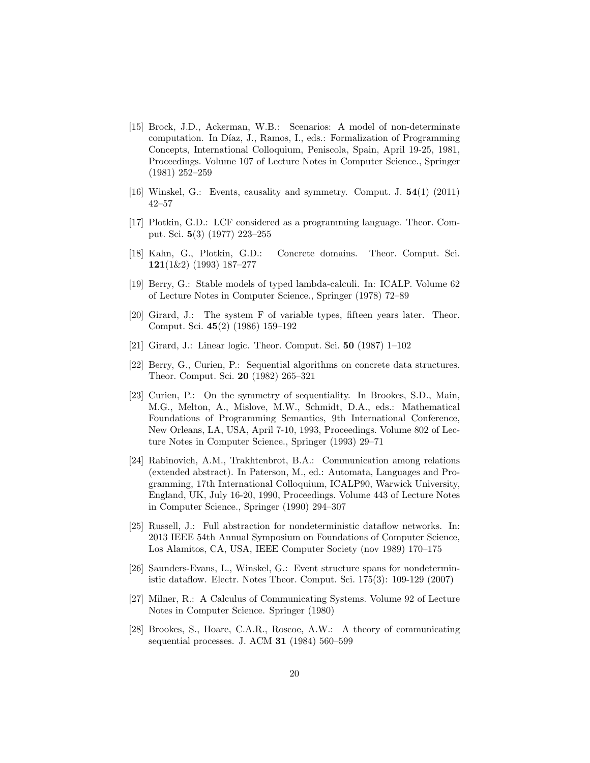[15] Brock, J.D., Ackerman, W.B.: Scenarios: A model of non-determinate computation. In Díaz, J., Ramos, I., eds.: Formalization of Programming Concepts, International Colloquium, Peniscola, Spain, April 19-25, 1981, Proceedings. Volume 107 of Lecture Notes in Computer Science., Springer (1981) 252–259

[16] Winskel, G.: Events, causality and symmetry. Comput. J. **54**(1) (2011) 42–57

[17] Plotkin, G.D.: LCF considered as a programming language. Theor. Comput. Sci. **5**(3) (1977) 223–255

[18] Kahn, G., Plotkin, G.D.: Concrete domains. Theor. Comput. Sci. **121**(1&2) (1993) 187–277

[19] Berry, G.: Stable models of typed lambda-calculi. In: ICALP. Volume 62 of Lecture Notes in Computer Science., Springer (1978) 72–89

[20] Girard, J.: The system F of variable types, fifteen years later. Theor. Comput. Sci. **45**(2) (1986) 159–192

[21] Girard, J.: Linear logic. Theor. Comput. Sci. **50** (1987) 1–102

[22] Berry, G., Curien, P.: Sequential algorithms on concrete data structures. Theor. Comput. Sci. **20** (1982) 265–321

[23] Curien, P.: On the symmetry of sequentiality. In Brookes, S.D., Main, M.G., Melton, A., Mislove, M.W., Schmidt, D.A., eds.: Mathematical Foundations of Programming Semantics, 9th International Conference, New Orleans, LA, USA, April 7-10, 1993, Proceedings. Volume 802 of Lecture Notes in Computer Science., Springer (1993) 29–71

[24] Rabinovich, A.M., Trakhtenbrot, B.A.: Communication among relations (extended abstract). In Paterson, M., ed.: Automata, Languages and Programming, 17th International Colloquium, ICALP90, Warwick University, England, UK, July 16-20, 1990, Proceedings. Volume 443 of Lecture Notes in Computer Science., Springer (1990) 294–307

[25] Russell, J.: Full abstraction for nondeterministic dataflow networks. In: 2013 IEEE 54th Annual Symposium on Foundations of Computer Science, Los Alamitos, CA, USA, IEEE Computer Society (nov 1989) 170–175

[26] Saunders-Evans, L., Winskel, G.: Event structure spans for nondeterministic dataflow. Electr. Notes Theor. Comput. Sci. 175(3): 109-129 (2007)

[27] Milner, R.: A Calculus of Communicating Systems. Volume 92 of Lecture Notes in Computer Science. Springer (1980)

[28] Brookes, S., Hoare, C.A.R., Roscoe, A.W.: A theory of communicating sequential processes. J. ACM **31** (1984) 560–599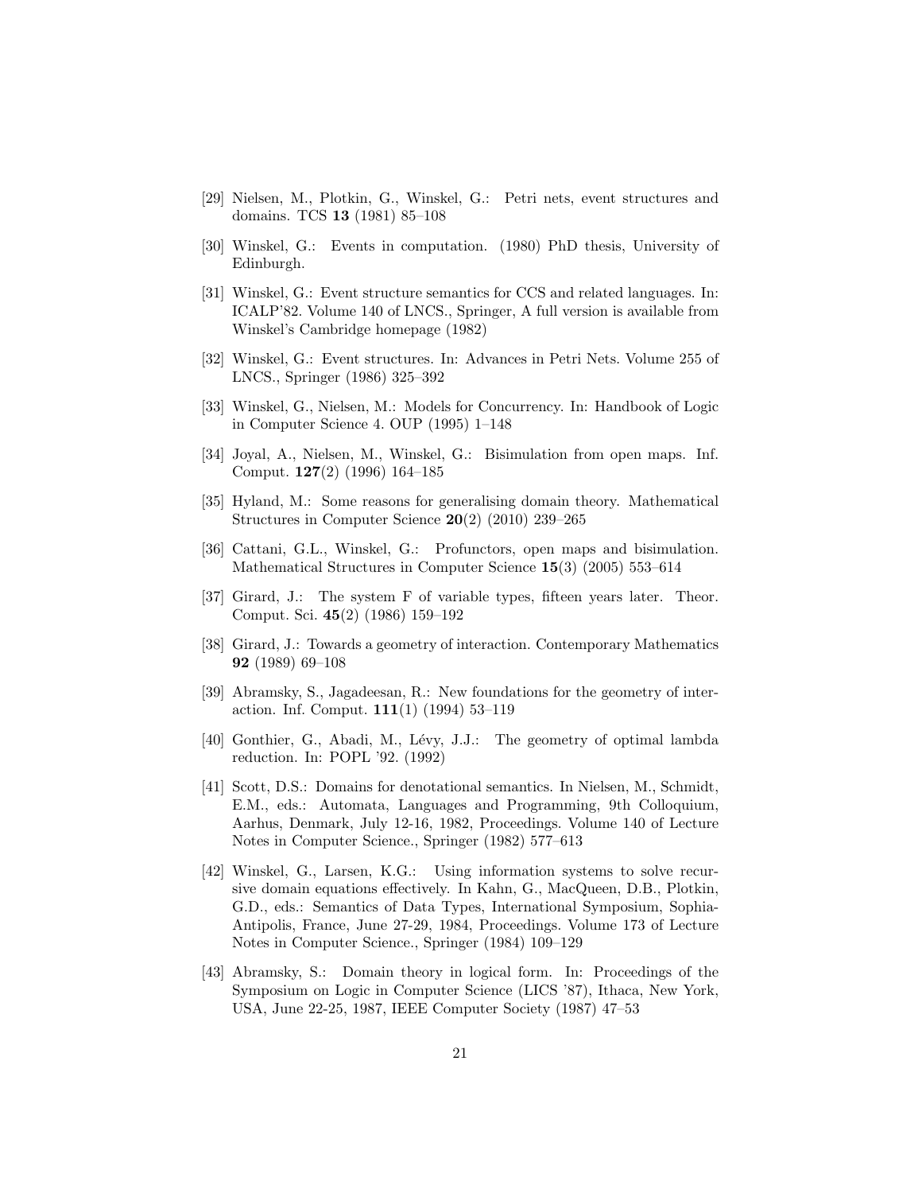[29] Nielsen, M., Plotkin, G., Winskel, G.: Petri nets, event structures and domains. TCS **13** (1981) 85–108

[30] Winskel, G.: Events in computation. (1980) PhD thesis, University of Edinburgh.

[31] Winskel, G.: Event structure semantics for CCS and related languages. In: ICALP'82. Volume 140 of LNCS., Springer, A full version is available from Winskel's Cambridge homepage (1982)

[32] Winskel, G.: Event structures. In: Advances in Petri Nets. Volume 255 of LNCS., Springer (1986) 325–392

[33] Winskel, G., Nielsen, M.: Models for Concurrency. In: Handbook of Logic in Computer Science 4. OUP (1995) 1–148

[34] Joyal, A., Nielsen, M., Winskel, G.: Bisimulation from open maps. Inf. Comput. **127**(2) (1996) 164–185

[35] Hyland, M.: Some reasons for generalising domain theory. Mathematical Structures in Computer Science **20**(2) (2010) 239–265

[36] Cattani, G.L., Winskel, G.: Profunctors, open maps and bisimulation. Mathematical Structures in Computer Science **15**(3) (2005) 553–614

[37] Girard, J.: The system F of variable types, fifteen years later. Theor. Comput. Sci. **45**(2) (1986) 159–192

[38] Girard, J.: Towards a geometry of interaction. Contemporary Mathematics **92** (1989) 69–108

[39] Abramsky, S., Jagadeesan, R.: New foundations for the geometry of interaction. Inf. Comput. **111**(1) (1994) 53–119

[40] Gonthier, G., Abadi, M., Lévy, J.J.: The geometry of optimal lambda reduction. In: POPL '92. (1992)

[41] Scott, D.S.: Domains for denotational semantics. In Nielsen, M., Schmidt, E.M., eds.: Automata, Languages and Programming, 9th Colloquium, Aarhus, Denmark, July 12-16, 1982, Proceedings. Volume 140 of Lecture Notes in Computer Science., Springer (1982) 577–613

[42] Winskel, G., Larsen, K.G.: Using information systems to solve recursive domain equations effectively. In Kahn, G., MacQueen, D.B., Plotkin, G.D., eds.: Semantics of Data Types, International Symposium, Sophia-Antipolis, France, June 27-29, 1984, Proceedings. Volume 173 of Lecture Notes in Computer Science., Springer (1984) 109–129

[43] Abramsky, S.: Domain theory in logical form. In: Proceedings of the Symposium on Logic in Computer Science (LICS '87), Ithaca, New York, USA, June 22-25, 1987, IEEE Computer Society (1987) 47–53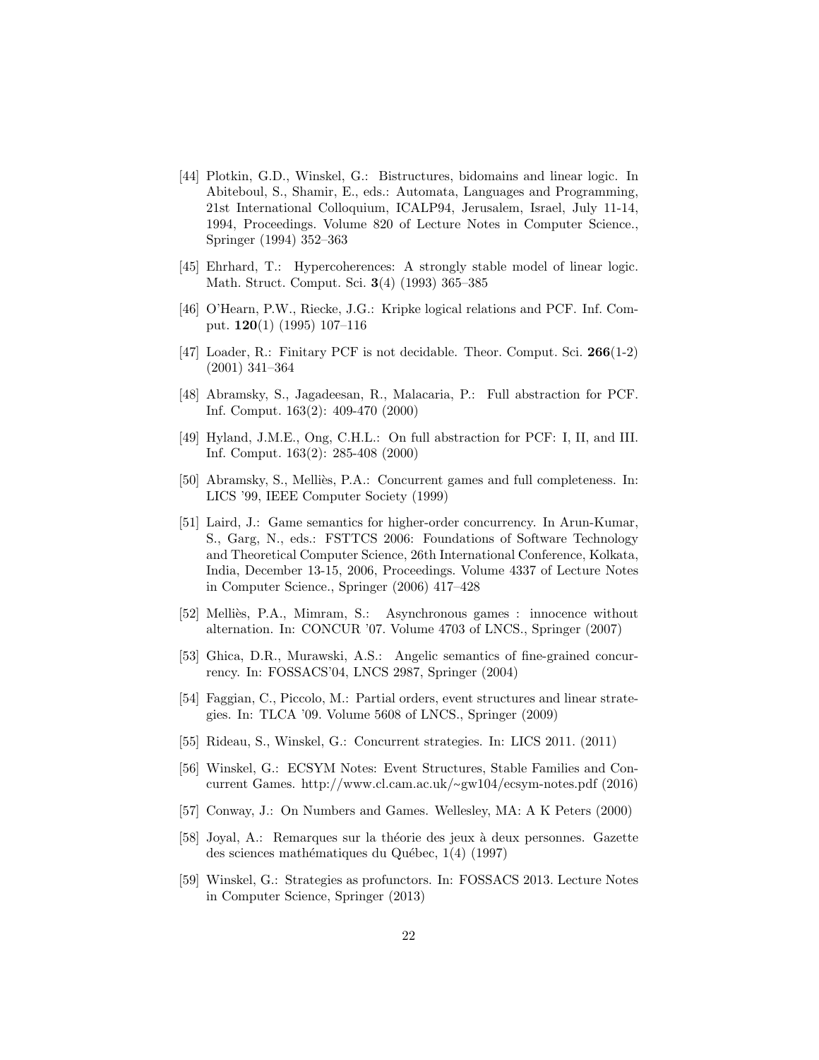[44] Plotkin, G.D., Winskel, G.: Bistructures, bidomains and linear logic. In Abiteboul, S., Shamir, E., eds.: Automata, Languages and Programming, 21st International Colloquium, ICALP94, Jerusalem, Israel, July 11-14, 1994, Proceedings. Volume 820 of Lecture Notes in Computer Science., Springer (1994) 352–363

[45] Ehrhard, T.: Hypercoherences: A strongly stable model of linear logic. Math. Struct. Comput. Sci. **3**(4) (1993) 365–385

[46] O'Hearn, P.W., Riecke, J.G.: Kripke logical relations and PCF. Inf. Comput. **120**(1) (1995) 107–116

[47] Loader, R.: Finitary PCF is not decidable. Theor. Comput. Sci. **266**(1-2) (2001) 341–364

[48] Abramsky, S., Jagadeesan, R., Malacaria, P.: Full abstraction for PCF. Inf. Comput. 163(2): 409-470 (2000)

[49] Hyland, J.M.E., Ong, C.H.L.: On full abstraction for PCF: I, II, and III. Inf. Comput. 163(2): 285-408 (2000)

[50] Abramsky, S., Melliès, P.A.: Concurrent games and full completeness. In: LICS '99, IEEE Computer Society (1999)

[51] Laird, J.: Game semantics for higher-order concurrency. In Arun-Kumar, S., Garg, N., eds.: FSTTCS 2006: Foundations of Software Technology and Theoretical Computer Science, 26th International Conference, Kolkata, India, December 13-15, 2006, Proceedings. Volume 4337 of Lecture Notes in Computer Science., Springer (2006) 417–428

[52] Melliès, P.A., Mimram, S.: Asynchronous games : innocence without alternation. In: CONCUR '07. Volume 4703 of LNCS., Springer (2007)

[53] Ghica, D.R., Murawski, A.S.: Angelic semantics of fine-grained concurrency. In: FOSSACS'04, LNCS 2987, Springer (2004)

[54] Faggian, C., Piccolo, M.: Partial orders, event structures and linear strategies. In: TLCA '09. Volume 5608 of LNCS., Springer (2009)

[55] Rideau, S., Winskel, G.: Concurrent strategies. In: LICS 2011. (2011)

[56] Winskel, G.: ECSYM Notes: Event Structures, Stable Families and Concurrent Games. http://www.cl.cam.ac.uk/~gw104/ecsym-notes.pdf (2016)

[57] Conway, J.: On Numbers and Games. Wellesley, MA: A K Peters (2000)

[58] Joyal, A.: Remarques sur la théorie des jeux à deux personnes. Gazette des sciences mathématiques du Québec, 1(4) (1997)

[59] Winskel, G.: Strategies as profunctors. In: FOSSACS 2013. Lecture Notes in Computer Science, Springer (2013)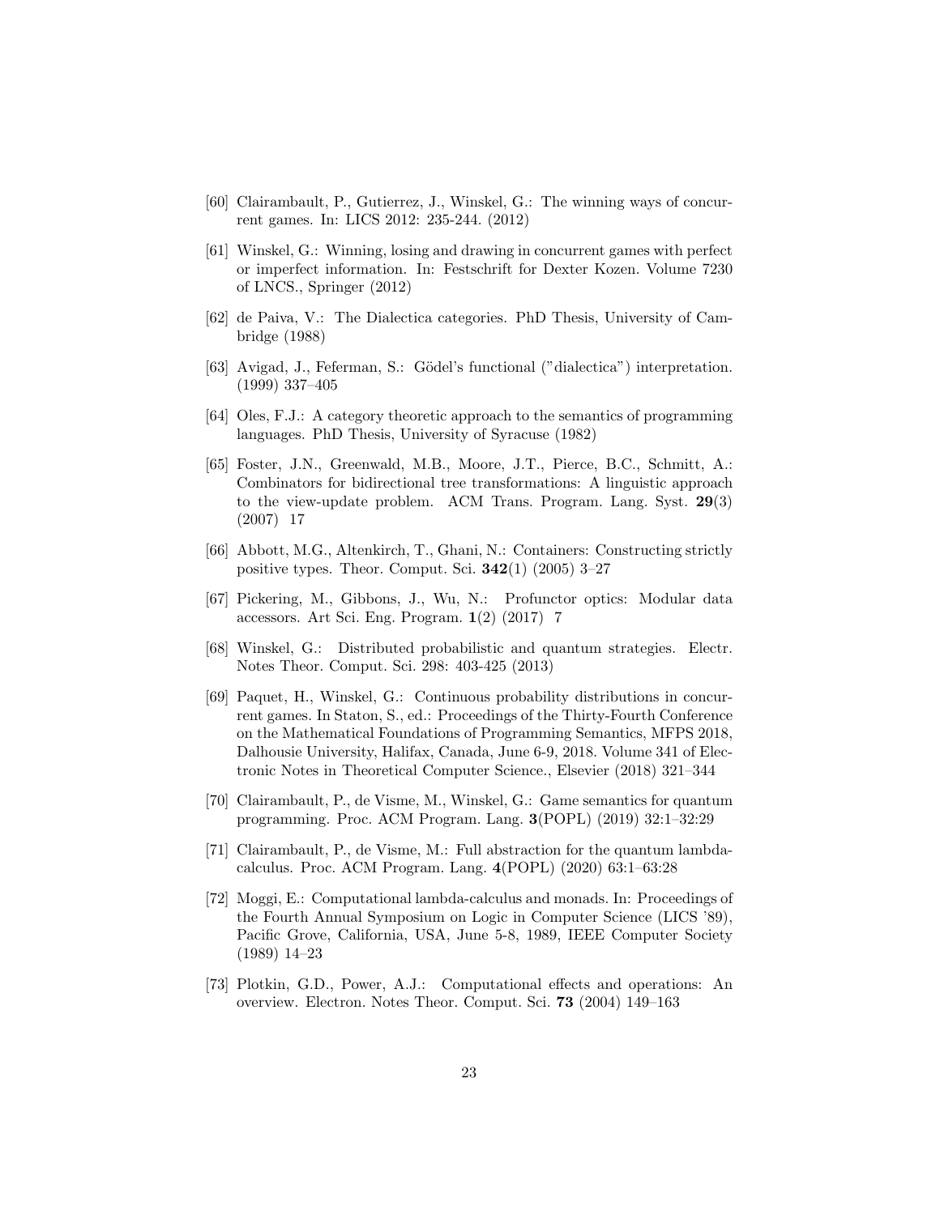[60] Clairambault, P., Gutierrez, J., Winskel, G.: The winning ways of concurrent games. In: LICS 2012: 235-244. (2012)

[61] Winskel, G.: Winning, losing and drawing in concurrent games with perfect or imperfect information. In: Festschrift for Dexter Kozen. Volume 7230 of LNCS., Springer (2012)

[62] de Paiva, V.: The Dialectica categories. PhD Thesis, University of Cambridge (1988)

[63] Avigad, J., Feferman, S.: Gödel's functional ("dialectica") interpretation. (1999) 337–405

[64] Oles, F.J.: A category theoretic approach to the semantics of programming languages. PhD Thesis, University of Syracuse (1982)

[65] Foster, J.N., Greenwald, M.B., Moore, J.T., Pierce, B.C., Schmitt, A.: Combinators for bidirectional tree transformations: A linguistic approach to the view-update problem. ACM Trans. Program. Lang. Syst. **29**(3) (2007) 17

[66] Abbott, M.G., Altenkirch, T., Ghani, N.: Containers: Constructing strictly positive types. Theor. Comput. Sci. **342**(1) (2005) 3–27

[67] Pickering, M., Gibbons, J., Wu, N.: Profunctor optics: Modular data accessors. Art Sci. Eng. Program. **1**(2) (2017) 7

[68] Winskel, G.: Distributed probabilistic and quantum strategies. Electr. Notes Theor. Comput. Sci. 298: 403-425 (2013)

[69] Paquet, H., Winskel, G.: Continuous probability distributions in concurrent games. In Staton, S., ed.: Proceedings of the Thirty-Fourth Conference on the Mathematical Foundations of Programming Semantics, MFPS 2018, Dalhousie University, Halifax, Canada, June 6-9, 2018. Volume 341 of Electronic Notes in Theoretical Computer Science., Elsevier (2018) 321–344

[70] Clairambault, P., de Visme, M., Winskel, G.: Game semantics for quantum programming. Proc. ACM Program. Lang. **3**(POPL) (2019) 32:1–32:29

[71] Clairambault, P., de Visme, M.: Full abstraction for the quantum lambda-calculus. Proc. ACM Program. Lang. **4**(POPL) (2020) 63:1–63:28

[72] Moggi, E.: Computational lambda-calculus and monads. In: Proceedings of the Fourth Annual Symposium on Logic in Computer Science (LICS '89), Pacific Grove, California, USA, June 5-8, 1989, IEEE Computer Society (1989) 14–23

[73] Plotkin, G.D., Power, A.J.: Computational effects and operations: An overview. Electron. Notes Theor. Comput. Sci. **73** (2004) 149–163